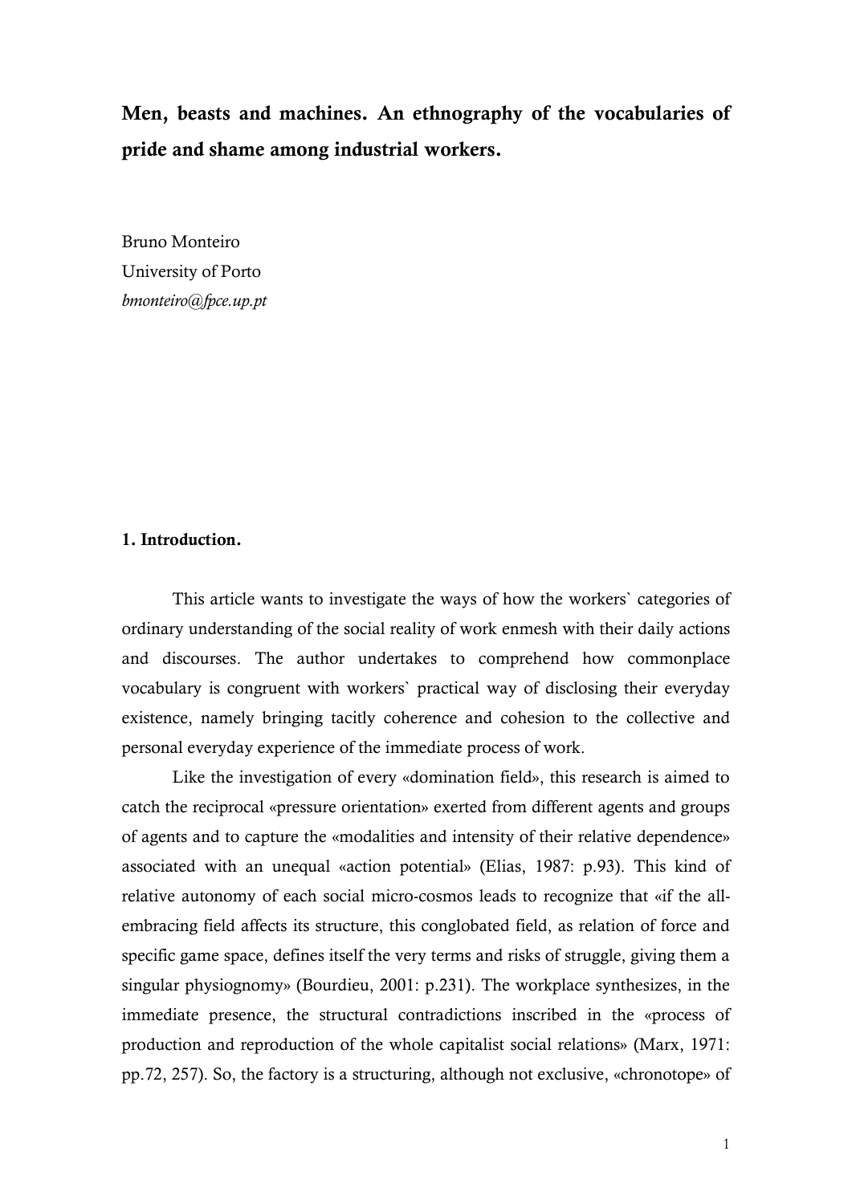# Men, beasts and machines. An ethnography of the vocabularies of pride and shame among industrial workers.

Bruno Monteiro
University of Porto
*bmonteiro@fpce.up.pt*

## 1. Introduction.

This article wants to investigate the ways of how the workers` categories of ordinary understanding of the social reality of work enmesh with their daily actions and discourses. The author undertakes to comprehend how commonplace vocabulary is congruent with workers` practical way of disclosing their everyday existence, namely bringing tacitly coherence and cohesion to the collective and personal everyday experience of the immediate process of work.

Like the investigation of every «domination field», this research is aimed to catch the reciprocal «pressure orientation» exerted from different agents and groups of agents and to capture the «modalities and intensity of their relative dependence» associated with an unequal «action potential» (Elias, 1987: p.93). This kind of relative autonomy of each social micro-cosmos leads to recognize that «if the all-embracing field affects its structure, this conglobated field, as relation of force and specific game space, defines itself the very terms and risks of struggle, giving them a singular physiognomy» (Bourdieu, 2001: p.231). The workplace synthesizes, in the immediate presence, the structural contradictions inscribed in the «process of production and reproduction of the whole capitalist social relations» (Marx, 1971: pp.72, 257). So, the factory is a structuring, although not exclusive, «chronotope» of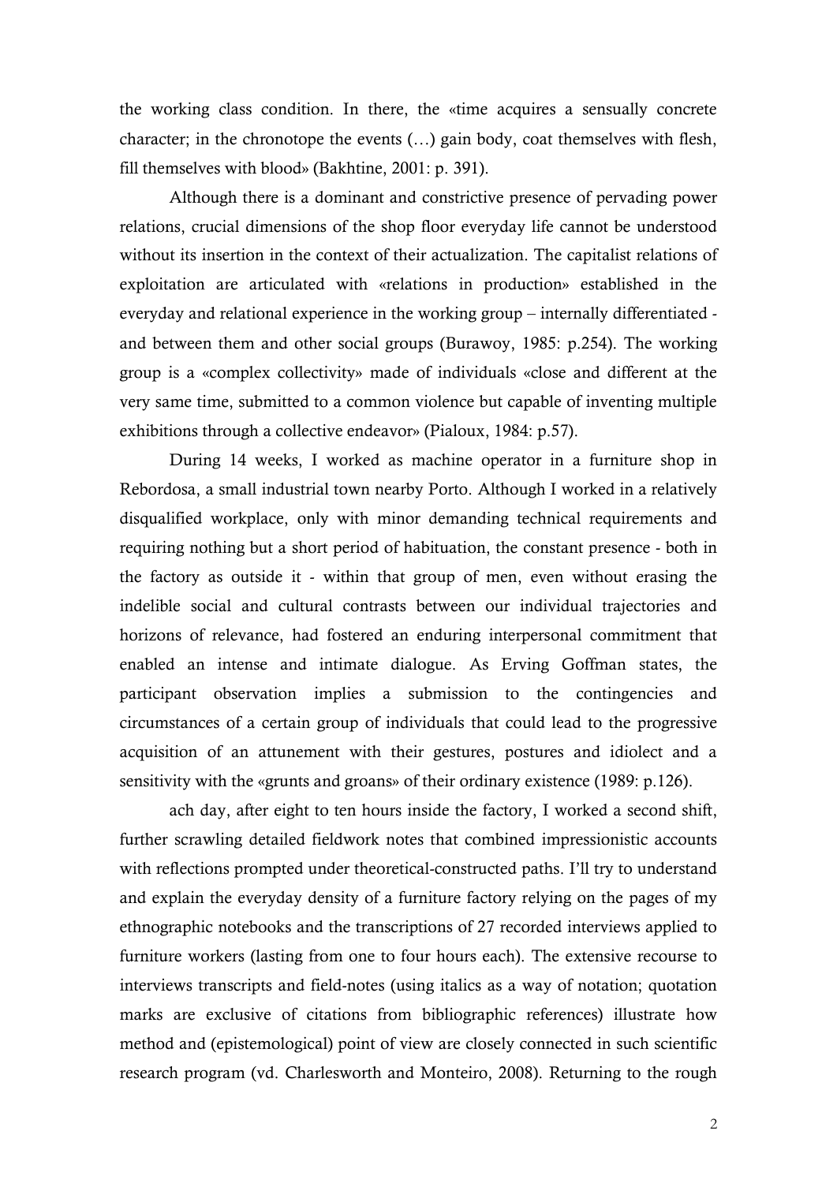the working class condition. In there, the «time acquires a sensually concrete character; in the chronotope the events (…) gain body, coat themselves with flesh, fill themselves with blood» (Bakhtine, 2001: p. 391).

Although there is a dominant and constrictive presence of pervading power relations, crucial dimensions of the shop floor everyday life cannot be understood without its insertion in the context of their actualization. The capitalist relations of exploitation are articulated with «relations in production» established in the everyday and relational experience in the working group – internally differentiated - and between them and other social groups (Burawoy, 1985: p.254). The working group is a «complex collectivity» made of individuals «close and different at the very same time, submitted to a common violence but capable of inventing multiple exhibitions through a collective endeavor» (Pialoux, 1984: p.57).

During 14 weeks, I worked as machine operator in a furniture shop in Rebordosa, a small industrial town nearby Porto. Although I worked in a relatively disqualified workplace, only with minor demanding technical requirements and requiring nothing but a short period of habituation, the constant presence - both in the factory as outside it - within that group of men, even without erasing the indelible social and cultural contrasts between our individual trajectories and horizons of relevance, had fostered an enduring interpersonal commitment that enabled an intense and intimate dialogue. As Erving Goffman states, the participant observation implies a submission to the contingencies and circumstances of a certain group of individuals that could lead to the progressive acquisition of an attunement with their gestures, postures and idiolect and a sensitivity with the «grunts and groans» of their ordinary existence (1989: p.126).

ach day, after eight to ten hours inside the factory, I worked a second shift, further scrawling detailed fieldwork notes that combined impressionistic accounts with reflections prompted under theoretical-constructed paths. I'll try to understand and explain the everyday density of a furniture factory relying on the pages of my ethnographic notebooks and the transcriptions of 27 recorded interviews applied to furniture workers (lasting from one to four hours each). The extensive recourse to interviews transcripts and field-notes (using italics as a way of notation; quotation marks are exclusive of citations from bibliographic references) illustrate how method and (epistemological) point of view are closely connected in such scientific research program (vd. Charlesworth and Monteiro, 2008). Returning to the rough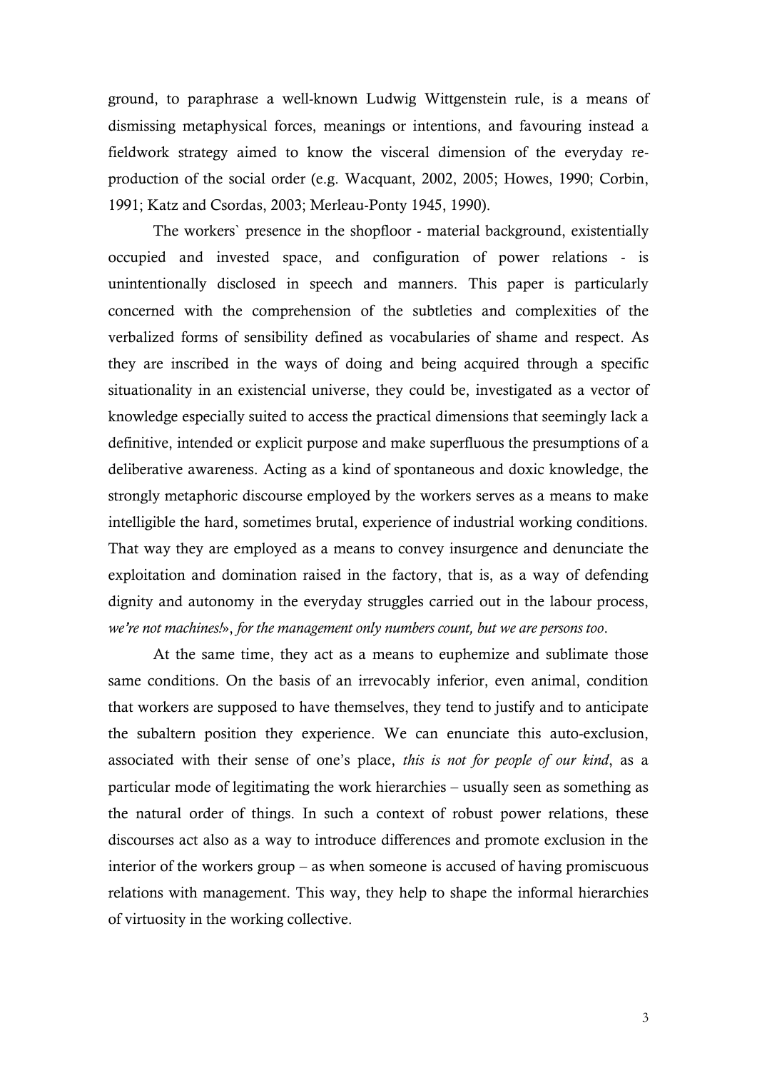ground, to paraphrase a well-known Ludwig Wittgenstein rule, is a means of dismissing metaphysical forces, meanings or intentions, and favouring instead a fieldwork strategy aimed to know the visceral dimension of the everyday re-production of the social order (e.g. Wacquant, 2002, 2005; Howes, 1990; Corbin, 1991; Katz and Csordas, 2003; Merleau-Ponty 1945, 1990).

The workers` presence in the shopfloor - material background, existentially occupied and invested space, and configuration of power relations - is unintentionally disclosed in speech and manners. This paper is particularly concerned with the comprehension of the subtleties and complexities of the verbalized forms of sensibility defined as vocabularies of shame and respect. As they are inscribed in the ways of doing and being acquired through a specific situationality in an existencial universe, they could be, investigated as a vector of knowledge especially suited to access the practical dimensions that seemingly lack a definitive, intended or explicit purpose and make superfluous the presumptions of a deliberative awareness. Acting as a kind of spontaneous and doxic knowledge, the strongly metaphoric discourse employed by the workers serves as a means to make intelligible the hard, sometimes brutal, experience of industrial working conditions. That way they are employed as a means to convey insurgence and denunciate the exploitation and domination raised in the factory, that is, as a way of defending dignity and autonomy in the everyday struggles carried out in the labour process, *we're not machines!*», *for the management only numbers count, but we are persons too*.

At the same time, they act as a means to euphemize and sublimate those same conditions. On the basis of an irrevocably inferior, even animal, condition that workers are supposed to have themselves, they tend to justify and to anticipate the subaltern position they experience. We can enunciate this auto-exclusion, associated with their sense of one's place, *this is not for people of our kind*, as a particular mode of legitimating the work hierarchies – usually seen as something as the natural order of things. In such a context of robust power relations, these discourses act also as a way to introduce differences and promote exclusion in the interior of the workers group – as when someone is accused of having promiscuous relations with management. This way, they help to shape the informal hierarchies of virtuosity in the working collective.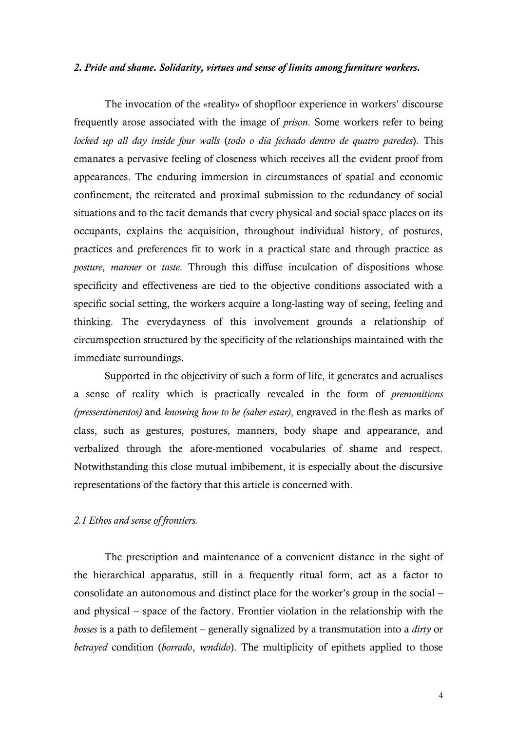### *2. Pride and shame. Solidarity, virtues and sense of limits among furniture workers.*

The invocation of the «reality» of shopfloor experience in workers' discourse frequently arose associated with the image of *prison*. Some workers refer to being *locked up all day inside four walls* (*todo o dia fechado dentro de quatro paredes*). This emanates a pervasive feeling of closeness which receives all the evident proof from appearances. The enduring immersion in circumstances of spatial and economic confinement, the reiterated and proximal submission to the redundancy of social situations and to the tacit demands that every physical and social space places on its occupants, explains the acquisition, throughout individual history, of postures, practices and preferences fit to work in a practical state and through practice as *posture*, *manner* or *taste*. Through this diffuse inculcation of dispositions whose specificity and effectiveness are tied to the objective conditions associated with a specific social setting, the workers acquire a long-lasting way of seeing, feeling and thinking. The everydayness of this involvement grounds a relationship of circumspection structured by the specificity of the relationships maintained with the immediate surroundings.

Supported in the objectivity of such a form of life, it generates and actualises a sense of reality which is practically revealed in the form of *premonitions (pressentimentos)* and *knowing how to be (saber estar)*, engraved in the flesh as marks of class, such as gestures, postures, manners, body shape and appearance, and verbalized through the afore-mentioned vocabularies of shame and respect. Notwithstanding this close mutual imbibement, it is especially about the discursive representations of the factory that this article is concerned with.

#### *2.1 Ethos and sense of frontiers.*

The prescription and maintenance of a convenient distance in the sight of the hierarchical apparatus, still in a frequently ritual form, act as a factor to consolidate an autonomous and distinct place for the worker's group in the social – and physical – space of the factory. Frontier violation in the relationship with the *bosses* is a path to defilement – generally signalized by a transmutation into a *dirty* or *betrayed* condition (*borrado*, *vendido*). The multiplicity of epithets applied to those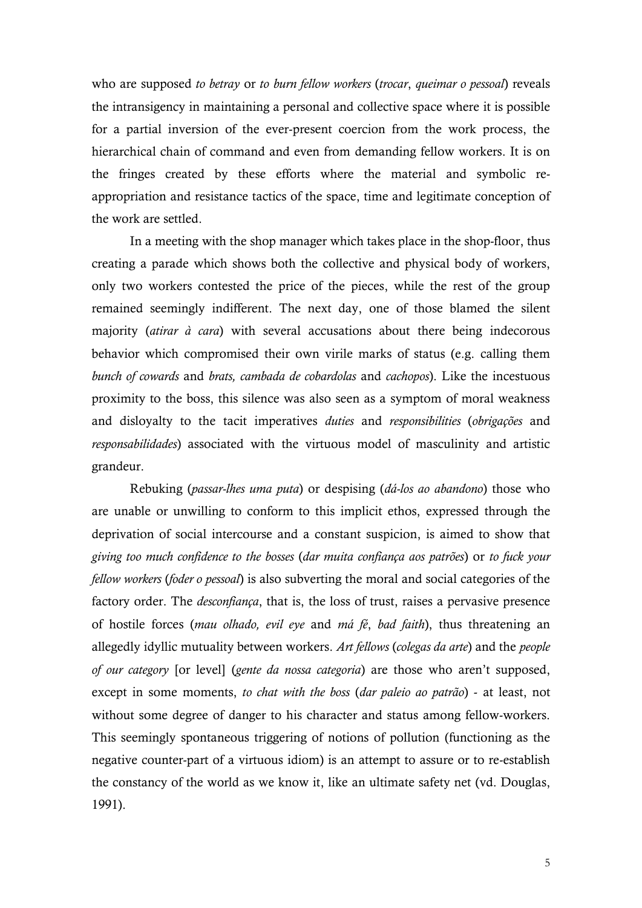who are supposed *to betray* or *to burn fellow workers* (*trocar*, *queimar o pessoal*) reveals the intransigency in maintaining a personal and collective space where it is possible for a partial inversion of the ever-present coercion from the work process, the hierarchical chain of command and even from demanding fellow workers. It is on the fringes created by these efforts where the material and symbolic re-appropriation and resistance tactics of the space, time and legitimate conception of the work are settled.

In a meeting with the shop manager which takes place in the shop-floor, thus creating a parade which shows both the collective and physical body of workers, only two workers contested the price of the pieces, while the rest of the group remained seemingly indifferent. The next day, one of those blamed the silent majority (*atirar à cara*) with several accusations about there being indecorous behavior which compromised their own virile marks of status (e.g. calling them *bunch of cowards* and *brats, cambada de cobardolas* and *cachopos*). Like the incestuous proximity to the boss, this silence was also seen as a symptom of moral weakness and disloyalty to the tacit imperatives *duties* and *responsibilities* (*obrigações* and *responsabilidades*) associated with the virtuous model of masculinity and artistic grandeur.

Rebuking (*passar-lhes uma puta*) or despising (*dá-los ao abandono*) those who are unable or unwilling to conform to this implicit ethos, expressed through the deprivation of social intercourse and a constant suspicion, is aimed to show that *giving too much confidence to the bosses* (*dar muita confiança aos patrões*) or *to fuck your fellow workers* (*foder o pessoal*) is also subverting the moral and social categories of the factory order. The *desconfiança*, that is, the loss of trust, raises a pervasive presence of hostile forces (*mau olhado, evil eye* and *má fé*, *bad faith*), thus threatening an allegedly idyllic mutuality between workers. *Art fellows* (*colegas da arte*) and the *people of our category* [or level] (*gente da nossa categoria*) are those who aren't supposed, except in some moments, *to chat with the boss* (*dar paleio ao patrão*) - at least, not without some degree of danger to his character and status among fellow-workers. This seemingly spontaneous triggering of notions of pollution (functioning as the negative counter-part of a virtuous idiom) is an attempt to assure or to re-establish the constancy of the world as we know it, like an ultimate safety net (vd. Douglas, 1991).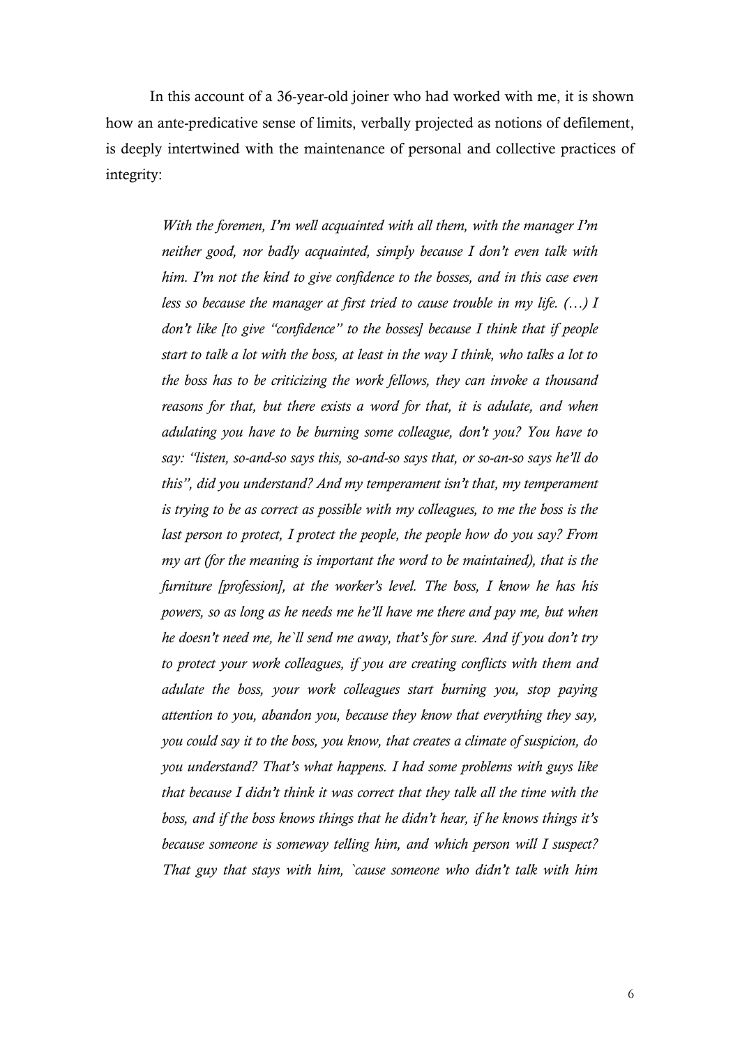In this account of a 36-year-old joiner who had worked with me, it is shown how an ante-predicative sense of limits, verbally projected as notions of defilement, is deeply intertwined with the maintenance of personal and collective practices of integrity:

> *With the foremen, I'm well acquainted with all them, with the manager I'm neither good, nor badly acquainted, simply because I don't even talk with him. I'm not the kind to give confidence to the bosses, and in this case even less so because the manager at first tried to cause trouble in my life. (…) I don't like [to give "confidence" to the bosses] because I think that if people start to talk a lot with the boss, at least in the way I think, who talks a lot to the boss has to be criticizing the work fellows, they can invoke a thousand reasons for that, but there exists a word for that, it is adulate, and when adulating you have to be burning some colleague, don't you? You have to say: "listen, so-and-so says this, so-and-so says that, or so-an-so says he'll do this", did you understand? And my temperament isn't that, my temperament is trying to be as correct as possible with my colleagues, to me the boss is the last person to protect, I protect the people, the people how do you say? From my art (for the meaning is important the word to be maintained), that is the furniture [profession], at the worker's level. The boss, I know he has his powers, so as long as he needs me he'll have me there and pay me, but when he doesn't need me, he`ll send me away, that's for sure. And if you don't try to protect your work colleagues, if you are creating conflicts with them and adulate the boss, your work colleagues start burning you, stop paying attention to you, abandon you, because they know that everything they say, you could say it to the boss, you know, that creates a climate of suspicion, do you understand? That's what happens. I had some problems with guys like that because I didn't think it was correct that they talk all the time with the boss, and if the boss knows things that he didn't hear, if he knows things it's because someone is someway telling him, and which person will I suspect? That guy that stays with him, `cause someone who didn't talk with him*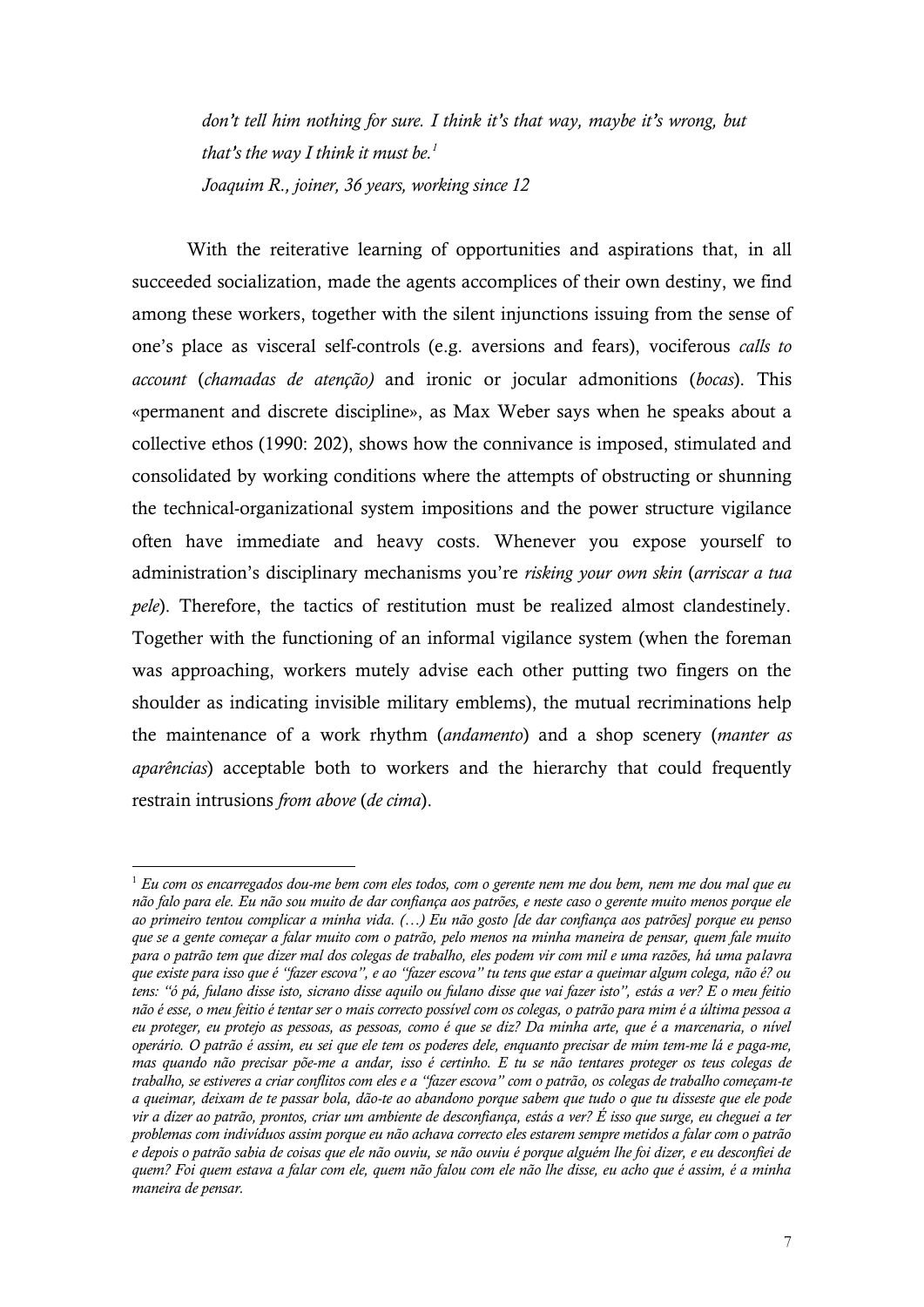> *don't tell him nothing for sure. I think it's that way, maybe it's wrong, but that's the way I think it must be.*[1]
> *Joaquim R., joiner, 36 years, working since 12*

With the reiterative learning of opportunities and aspirations that, in all succeeded socialization, made the agents accomplices of their own destiny, we find among these workers, together with the silent injunctions issuing from the sense of one's place as visceral self-controls (e.g. aversions and fears), vociferous *calls to account* (*chamadas de atenção)* and ironic or jocular admonitions (*bocas*). This «permanent and discrete discipline», as Max Weber says when he speaks about a collective ethos (1990: 202), shows how the connivance is imposed, stimulated and consolidated by working conditions where the attempts of obstructing or shunning the technical-organizational system impositions and the power structure vigilance often have immediate and heavy costs. Whenever you expose yourself to administration's disciplinary mechanisms you're *risking your own skin* (*arriscar a tua pele*). Therefore, the tactics of restitution must be realized almost clandestinely. Together with the functioning of an informal vigilance system (when the foreman was approaching, workers mutely advise each other putting two fingers on the shoulder as indicating invisible military emblems), the mutual recriminations help the maintenance of a work rhythm (*andamento*) and a shop scenery (*manter as aparências*) acceptable both to workers and the hierarchy that could frequently restrain intrusions *from above* (*de cima*).

---

[1] *Eu com os encarregados dou-me bem com eles todos, com o gerente nem me dou bem, nem me dou mal que eu não falo para ele. Eu não sou muito de dar confiança aos patrões, e neste caso o gerente muito menos porque ele ao primeiro tentou complicar a minha vida. (…) Eu não gosto [de dar confiança aos patrões] porque eu penso que se a gente começar a falar muito com o patrão, pelo menos na minha maneira de pensar, quem fale muito para o patrão tem que dizer mal dos colegas de trabalho, eles podem vir com mil e uma razões, há uma palavra que existe para isso que é "fazer escova", e ao "fazer escova" tu tens que estar a queimar algum colega, não é? ou tens: "ó pá, fulano disse isto, sicrano disse aquilo ou fulano disse que vai fazer isto", estás a ver? E o meu feitio não é esse, o meu feitio é tentar ser o mais correcto possível com os colegas, o patrão para mim é a última pessoa a eu proteger, eu protejo as pessoas, as pessoas, como é que se diz? Da minha arte, que é a marcenaria, o nível operário. O patrão é assim, eu sei que ele tem os poderes dele, enquanto precisar de mim tem-me lá e paga-me, mas quando não precisar põe-me a andar, isso é certinho. E tu se não tentares proteger os teus colegas de trabalho, se estiveres a criar conflitos com eles e a "fazer escova" com o patrão, os colegas de trabalho começam-te a queimar, deixam de te passar bola, dão-te ao abandono porque sabem que tudo o que tu disseste que ele pode vir a dizer ao patrão, prontos, criar um ambiente de desconfiança, estás a ver? É isso que surge, eu cheguei a ter problemas com indivíduos assim porque eu não achava correcto eles estarem sempre metidos a falar com o patrão e depois o patrão sabia de coisas que ele não ouviu, se não ouviu é porque alguém lhe foi dizer, e eu desconfiei de quem? Foi quem estava a falar com ele, quem não falou com ele não lhe disse, eu acho que é assim, é a minha maneira de pensar.*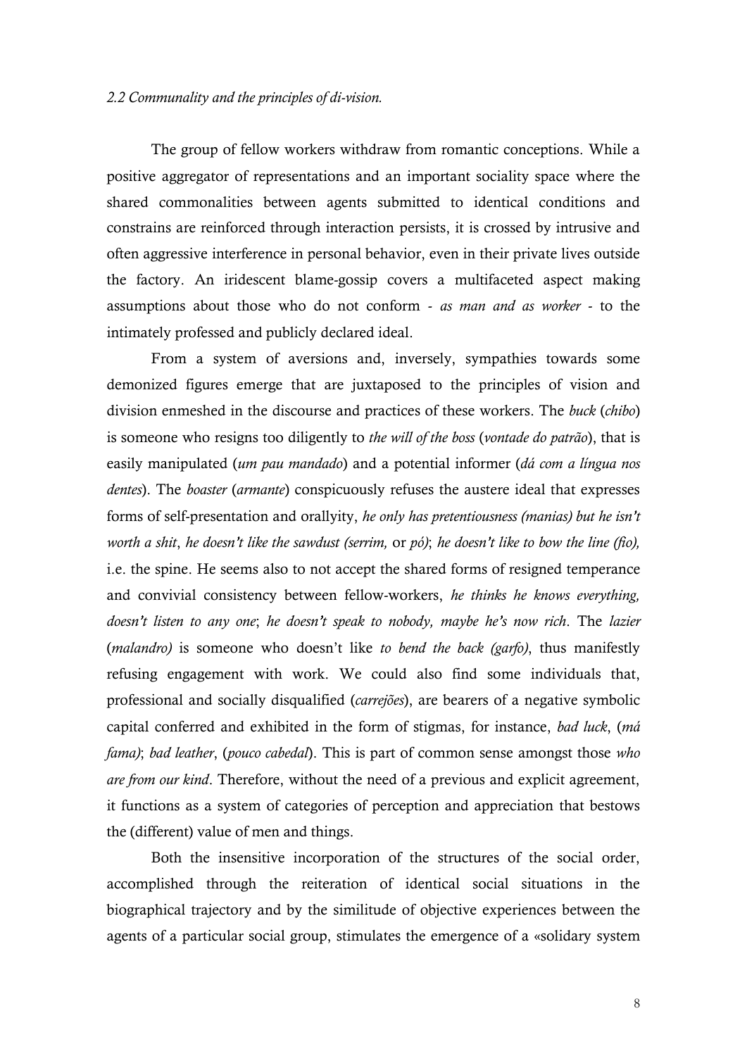*2.2 Communality and the principles of di-vision.*

The group of fellow workers withdraw from romantic conceptions. While a positive aggregator of representations and an important sociality space where the shared commonalities between agents submitted to identical conditions and constrains are reinforced through interaction persists, it is crossed by intrusive and often aggressive interference in personal behavior, even in their private lives outside the factory. An iridescent blame-gossip covers a multifaceted aspect making assumptions about those who do not conform - *as man and as worker* - to the intimately professed and publicly declared ideal.

From a system of aversions and, inversely, sympathies towards some demonized figures emerge that are juxtaposed to the principles of vision and division enmeshed in the discourse and practices of these workers. The *buck* (*chibo*) is someone who resigns too diligently to *the will of the boss* (*vontade do patrão*), that is easily manipulated (*um pau mandado*) and a potential informer (*dá com a língua nos dentes*). The *boaster* (*armante*) conspicuously refuses the austere ideal that expresses forms of self-presentation and orallyity, *he only has pretentiousness (manias) but he isn't worth a shit*, *he doesn't like the sawdust (serrim,* or *pó)*; *he doesn't like to bow the line (fio),* i.e. the spine. He seems also to not accept the shared forms of resigned temperance and convivial consistency between fellow-workers, *he thinks he knows everything, doesn't listen to any one*; *he doesn't speak to nobody, maybe he's now rich*. The *lazier* (*malandro)* is someone who doesn't like *to bend the back (garfo)*, thus manifestly refusing engagement with work. We could also find some individuals that, professional and socially disqualified (*carrejões*), are bearers of a negative symbolic capital conferred and exhibited in the form of stigmas, for instance, *bad luck*, (*má fama)*; *bad leather*, (*pouco cabedal*). This is part of common sense amongst those *who are from our kind*. Therefore, without the need of a previous and explicit agreement, it functions as a system of categories of perception and appreciation that bestows the (different) value of men and things.

Both the insensitive incorporation of the structures of the social order, accomplished through the reiteration of identical social situations in the biographical trajectory and by the similitude of objective experiences between the agents of a particular social group, stimulates the emergence of a «solidary system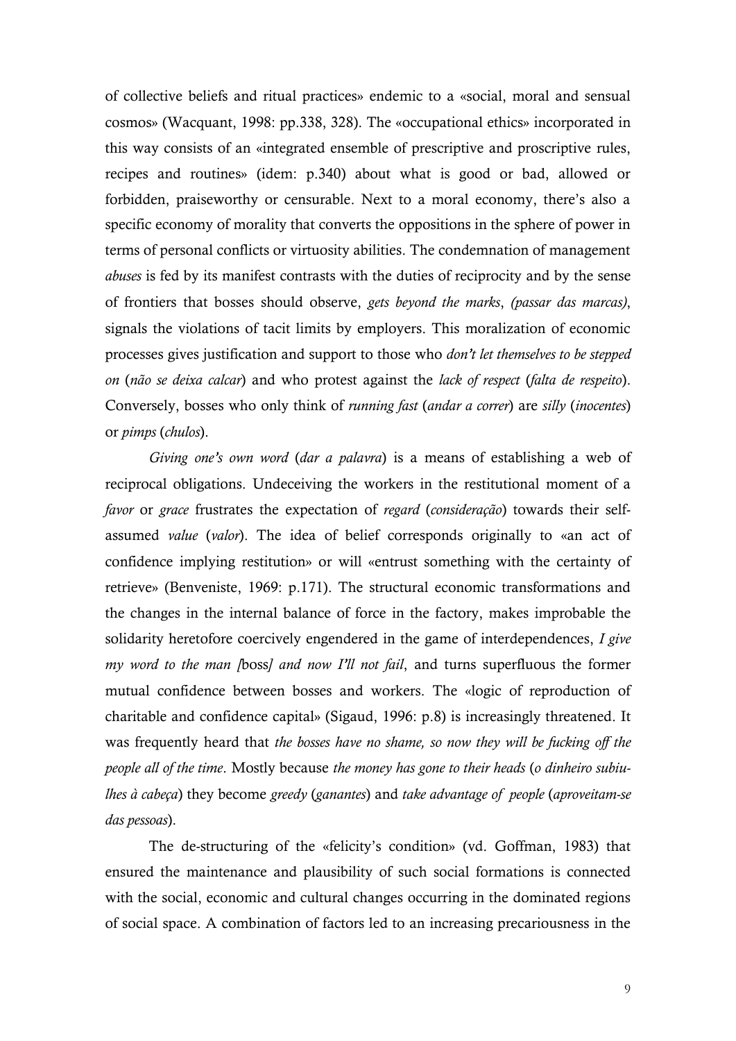of collective beliefs and ritual practices» endemic to a «social, moral and sensual cosmos» (Wacquant, 1998: pp.338, 328). The «occupational ethics» incorporated in this way consists of an «integrated ensemble of prescriptive and proscriptive rules, recipes and routines» (idem: p.340) about what is good or bad, allowed or forbidden, praiseworthy or censurable. Next to a moral economy, there's also a specific economy of morality that converts the oppositions in the sphere of power in terms of personal conflicts or virtuosity abilities. The condemnation of management *abuses* is fed by its manifest contrasts with the duties of reciprocity and by the sense of frontiers that bosses should observe, *gets beyond the marks*, *(passar das marcas)*, signals the violations of tacit limits by employers. This moralization of economic processes gives justification and support to those who *don't let themselves to be stepped on* (*não se deixa calcar*) and who protest against the *lack of respect* (*falta de respeito*). Conversely, bosses who only think of *running fast* (*andar a correr*) are *silly* (*inocentes*) or *pimps* (*chulos*).

*Giving one's own word* (*dar a palavra*) is a means of establishing a web of reciprocal obligations. Undeceiving the workers in the restitutional moment of a *favor* or *grace* frustrates the expectation of *regard* (*consideração*) towards their self-assumed *value* (*valor*). The idea of belief corresponds originally to «an act of confidence implying restitution» or will «entrust something with the certainty of retrieve» (Benveniste, 1969: p.171). The structural economic transformations and the changes in the internal balance of force in the factory, makes improbable the solidarity heretofore coercively engendered in the game of interdependences, *I give my word to the man [*boss*] and now I'll not fail*, and turns superfluous the former mutual confidence between bosses and workers. The «logic of reproduction of charitable and confidence capital» (Sigaud, 1996: p.8) is increasingly threatened. It was frequently heard that *the bosses have no shame, so now they will be fucking off the people all of the time*. Mostly because *the money has gone to their heads* (*o dinheiro subiu-lhes à cabeça*) they become *greedy* (*ganantes*) and *take advantage of people* (*aproveitam-se das pessoas*).

The de-structuring of the «felicity's condition» (vd. Goffman, 1983) that ensured the maintenance and plausibility of such social formations is connected with the social, economic and cultural changes occurring in the dominated regions of social space. A combination of factors led to an increasing precariousness in the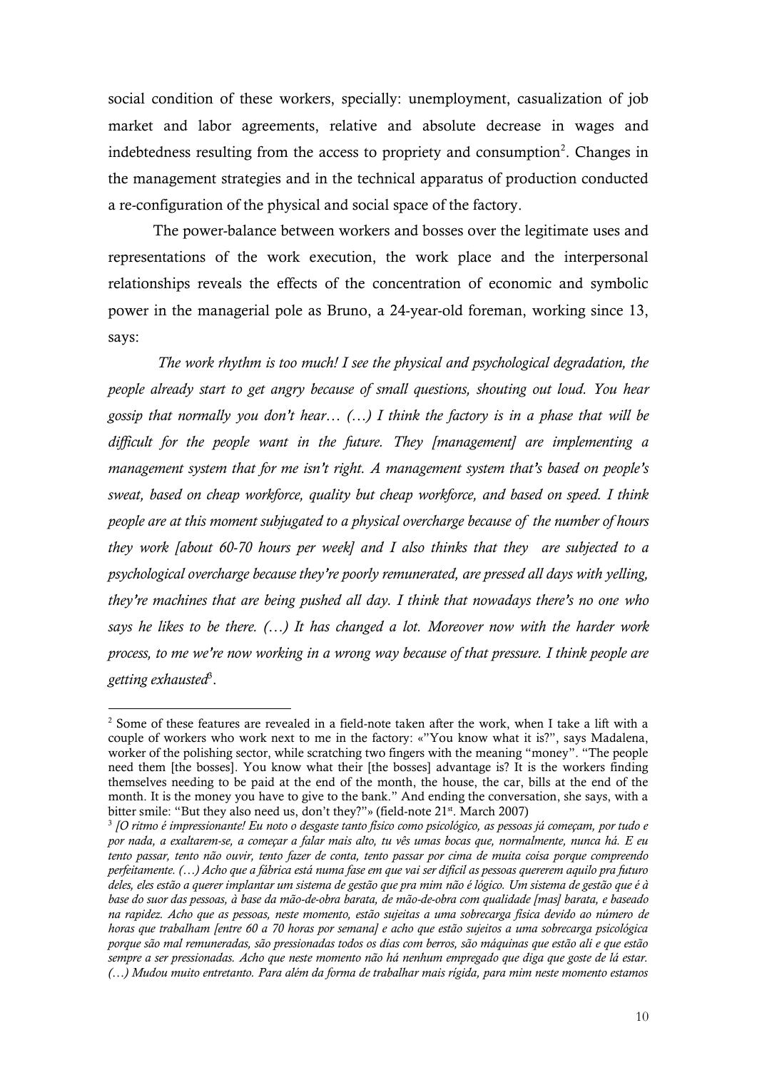social condition of these workers, specially: unemployment, casualization of job market and labor agreements, relative and absolute decrease in wages and indebtedness resulting from the access to propriety and consumption[2]. Changes in the management strategies and in the technical apparatus of production conducted a re-configuration of the physical and social space of the factory.

The power-balance between workers and bosses over the legitimate uses and representations of the work execution, the work place and the interpersonal relationships reveals the effects of the concentration of economic and symbolic power in the managerial pole as Bruno, a 24-year-old foreman, working since 13, says:

*The work rhythm is too much! I see the physical and psychological degradation, the people already start to get angry because of small questions, shouting out loud. You hear gossip that normally you don't hear… (…) I think the factory is in a phase that will be difficult for the people want in the future. They [management] are implementing a management system that for me isn't right. A management system that's based on people's sweat, based on cheap workforce, quality but cheap workforce, and based on speed. I think people are at this moment subjugated to a physical overcharge because of the number of hours they work [about 60-70 hours per week] and I also thinks that they are subjected to a psychological overcharge because they're poorly remunerated, are pressed all days with yelling, they're machines that are being pushed all day. I think that nowadays there's no one who says he likes to be there. (…) It has changed a lot. Moreover now with the harder work process, to me we're now working in a wrong way because of that pressure. I think people are getting exhausted*[3].

---

[2] Some of these features are revealed in a field-note taken after the work, when I take a lift with a couple of workers who work next to me in the factory: «"You know what it is?", says Madalena, worker of the polishing sector, while scratching two fingers with the meaning "money". "The people need them [the bosses]. You know what their [the bosses] advantage is? It is the workers finding themselves needing to be paid at the end of the month, the house, the car, bills at the end of the month. It is the money you have to give to the bank." And ending the conversation, she says, with a bitter smile: "But they also need us, don't they?"» (field-note 21st. March 2007)

[3] *[O ritmo é impressionante! Eu noto o desgaste tanto físico como psicológico, as pessoas já começam, por tudo e por nada, a exaltarem-se, a começar a falar mais alto, tu vês umas bocas que, normalmente, nunca há. E eu tento passar, tento não ouvir, tento fazer de conta, tento passar por cima de muita coisa porque compreendo perfeitamente. (…) Acho que a fábrica está numa fase em que vai ser difícil as pessoas quererem aquilo pra futuro deles, eles estão a querer implantar um sistema de gestão que pra mim não é lógico. Um sistema de gestão que é à base do suor das pessoas, à base da mão-de-obra barata, de mão-de-obra com qualidade [mas] barata, e baseado na rapidez. Acho que as pessoas, neste momento, estão sujeitas a uma sobrecarga física devido ao número de horas que trabalham [entre 60 a 70 horas por semana] e acho que estão sujeitos a uma sobrecarga psicológica porque são mal remuneradas, são pressionadas todos os dias com berros, são máquinas que estão ali e que estão sempre a ser pressionadas. Acho que neste momento não há nenhum empregado que diga que goste de lá estar. (…) Mudou muito entretanto. Para além da forma de trabalhar mais rígida, para mim neste momento estamos*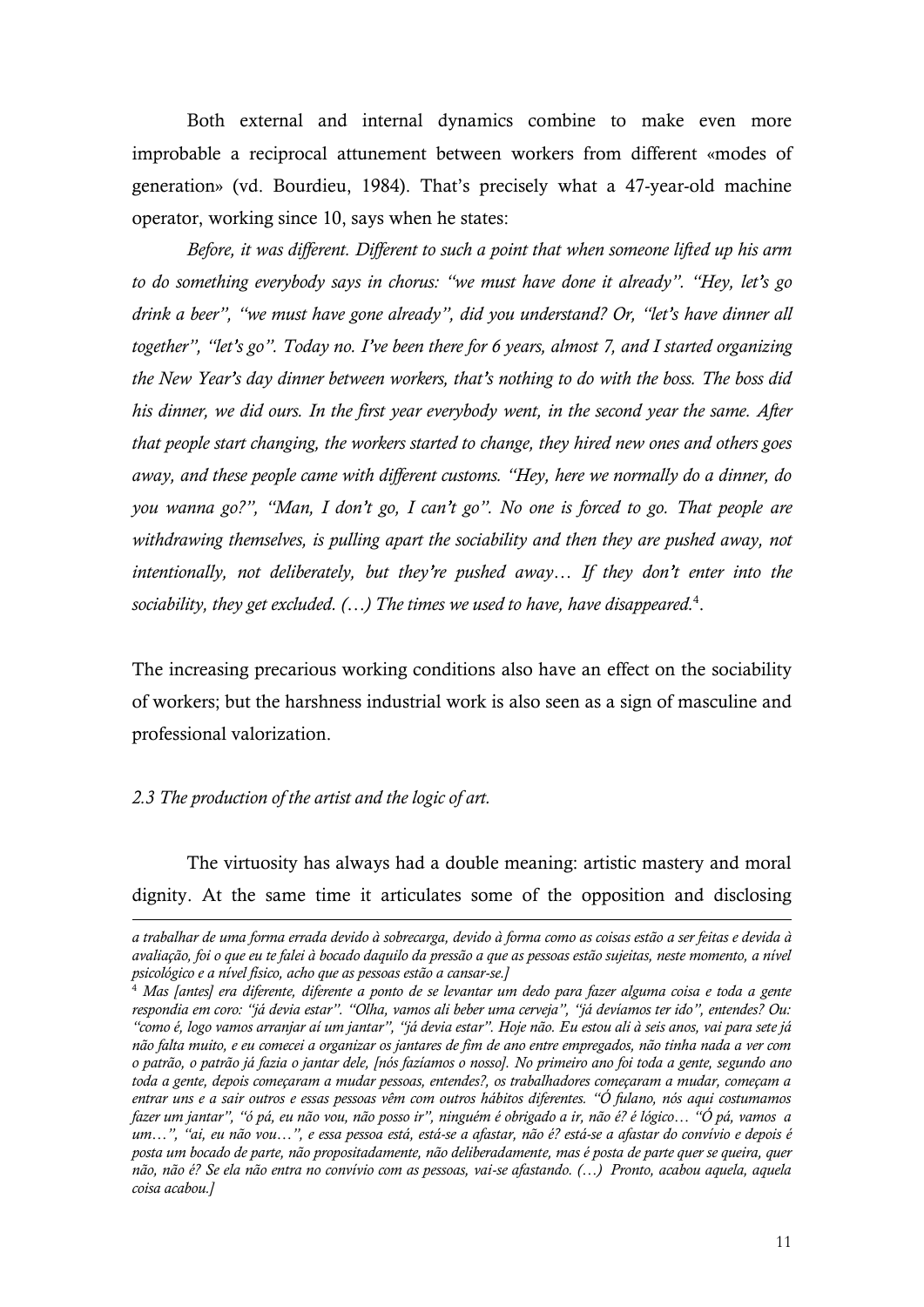Both external and internal dynamics combine to make even more improbable a reciprocal attunement between workers from different «modes of generation» (vd. Bourdieu, 1984). That's precisely what a 47-year-old machine operator, working since 10, says when he states:

*Before, it was different. Different to such a point that when someone lifted up his arm to do something everybody says in chorus: "we must have done it already". "Hey, let's go drink a beer", "we must have gone already", did you understand? Or, "let's have dinner all together", "let's go". Today no. I've been there for 6 years, almost 7, and I started organizing the New Year's day dinner between workers, that's nothing to do with the boss. The boss did his dinner, we did ours. In the first year everybody went, in the second year the same. After that people start changing, the workers started to change, they hired new ones and others goes away, and these people came with different customs. "Hey, here we normally do a dinner, do you wanna go?", "Man, I don't go, I can't go". No one is forced to go. That people are withdrawing themselves, is pulling apart the sociability and then they are pushed away, not intentionally, not deliberately, but they're pushed away… If they don't enter into the sociability, they get excluded. (…) The times we used to have, have disappeared.*[4].

The increasing precarious working conditions also have an effect on the sociability of workers; but the harshness industrial work is also seen as a sign of masculine and professional valorization.

*2.3 The production of the artist and the logic of art.*

The virtuosity has always had a double meaning: artistic mastery and moral dignity. At the same time it articulates some of the opposition and disclosing

---

*a trabalhar de uma forma errada devido à sobrecarga, devido à forma como as coisas estão a ser feitas e devida à avaliação, foi o que eu te falei à bocado daquilo da pressão a que as pessoas estão sujeitas, neste momento, a nível psicológico e a nível físico, acho que as pessoas estão a cansar-se.]*

[4] *Mas [antes] era diferente, diferente a ponto de se levantar um dedo para fazer alguma coisa e toda a gente respondia em coro: "já devia estar". "Olha, vamos ali beber uma cerveja", "já devíamos ter ido", entendes? Ou: "como é, logo vamos arranjar aí um jantar", "já devia estar". Hoje não. Eu estou ali à seis anos, vai para sete já não falta muito, e eu comecei a organizar os jantares de fim de ano entre empregados, não tinha nada a ver com o patrão, o patrão já fazia o jantar dele, [nós fazíamos o nosso]. No primeiro ano foi toda a gente, segundo ano toda a gente, depois começaram a mudar pessoas, entendes?, os trabalhadores começaram a mudar, começam a entrar uns e a sair outros e essas pessoas vêm com outros hábitos diferentes. "Ó fulano, nós aqui costumamos fazer um jantar", "ó pá, eu não vou, não posso ir", ninguém é obrigado a ir, não é? é lógico… "Ó pá, vamos a um…", "ai, eu não vou…", e essa pessoa está, está-se a afastar, não é? está-se a afastar do convívio e depois é posta um bocado de parte, não propositadamente, não deliberadamente, mas é posta de parte quer se queira, quer não, não é? Se ela não entra no convívio com as pessoas, vai-se afastando. (…) Pronto, acabou aquela, aquela coisa acabou.]*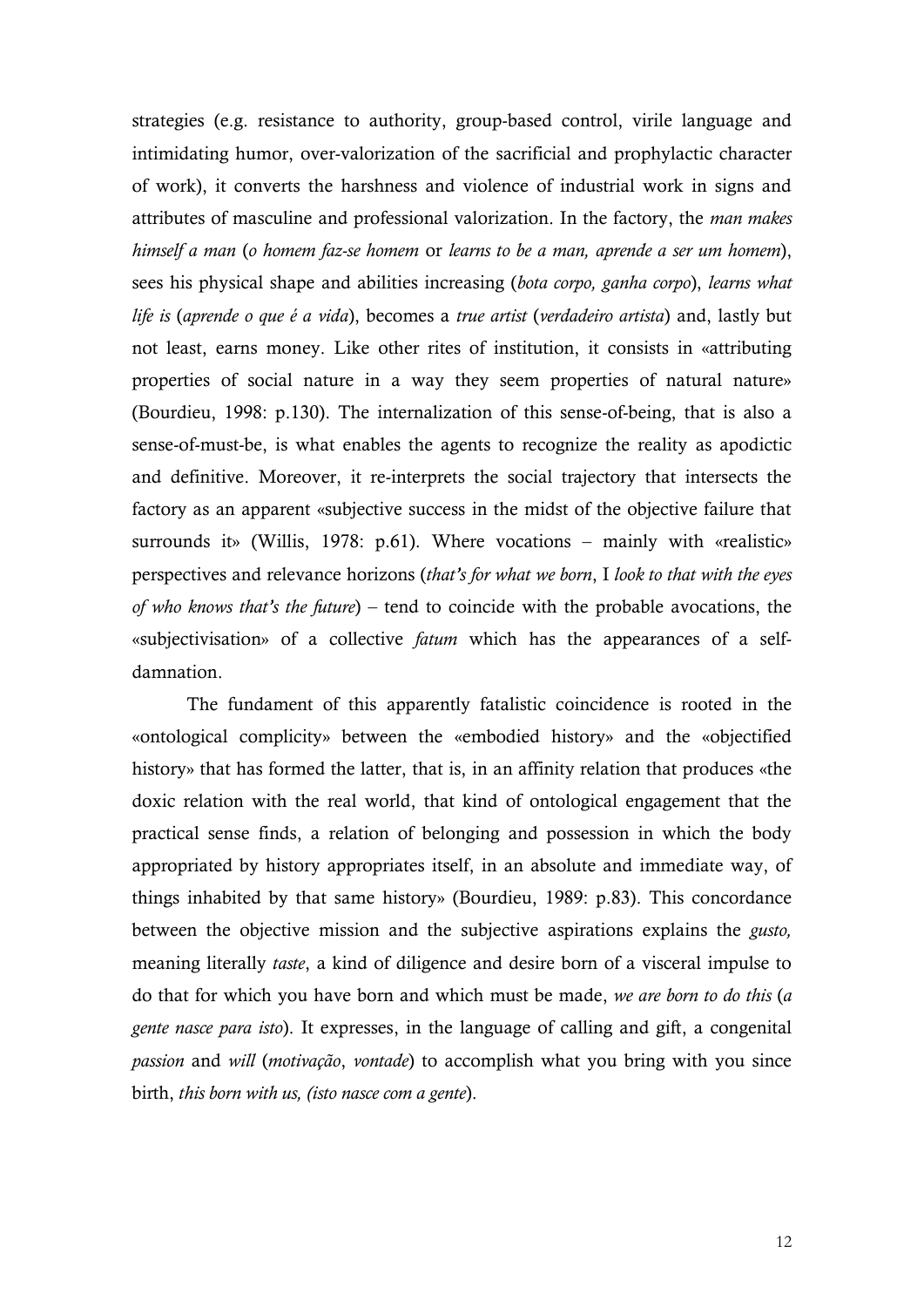strategies (e.g. resistance to authority, group-based control, virile language and intimidating humor, over-valorization of the sacrificial and prophylactic character of work), it converts the harshness and violence of industrial work in signs and attributes of masculine and professional valorization. In the factory, the *man makes himself a man* (*o homem faz-se homem* or *learns to be a man, aprende a ser um homem*), sees his physical shape and abilities increasing (*bota corpo, ganha corpo*), *learns what life is* (*aprende o que é a vida*), becomes a *true artist* (*verdadeiro artista*) and, lastly but not least, earns money. Like other rites of institution, it consists in «attributing properties of social nature in a way they seem properties of natural nature» (Bourdieu, 1998: p.130). The internalization of this sense-of-being, that is also a sense-of-must-be, is what enables the agents to recognize the reality as apodictic and definitive. Moreover, it re-interprets the social trajectory that intersects the factory as an apparent «subjective success in the midst of the objective failure that surrounds it» (Willis, 1978: p.61). Where vocations – mainly with «realistic» perspectives and relevance horizons (*that's for what we born*, I *look to that with the eyes of who knows that's the future*) – tend to coincide with the probable avocations, the «subjectivisation» of a collective *fatum* which has the appearances of a self-damnation.

The fundament of this apparently fatalistic coincidence is rooted in the «ontological complicity» between the «embodied history» and the «objectified history» that has formed the latter, that is, in an affinity relation that produces «the doxic relation with the real world, that kind of ontological engagement that the practical sense finds, a relation of belonging and possession in which the body appropriated by history appropriates itself, in an absolute and immediate way, of things inhabited by that same history» (Bourdieu, 1989: p.83). This concordance between the objective mission and the subjective aspirations explains the *gusto,* meaning literally *taste*, a kind of diligence and desire born of a visceral impulse to do that for which you have born and which must be made, *we are born to do this* (*a gente nasce para isto*). It expresses, in the language of calling and gift, a congenital *passion* and *will* (*motivação*, *vontade*) to accomplish what you bring with you since birth, *this born with us, (isto nasce com a gente*).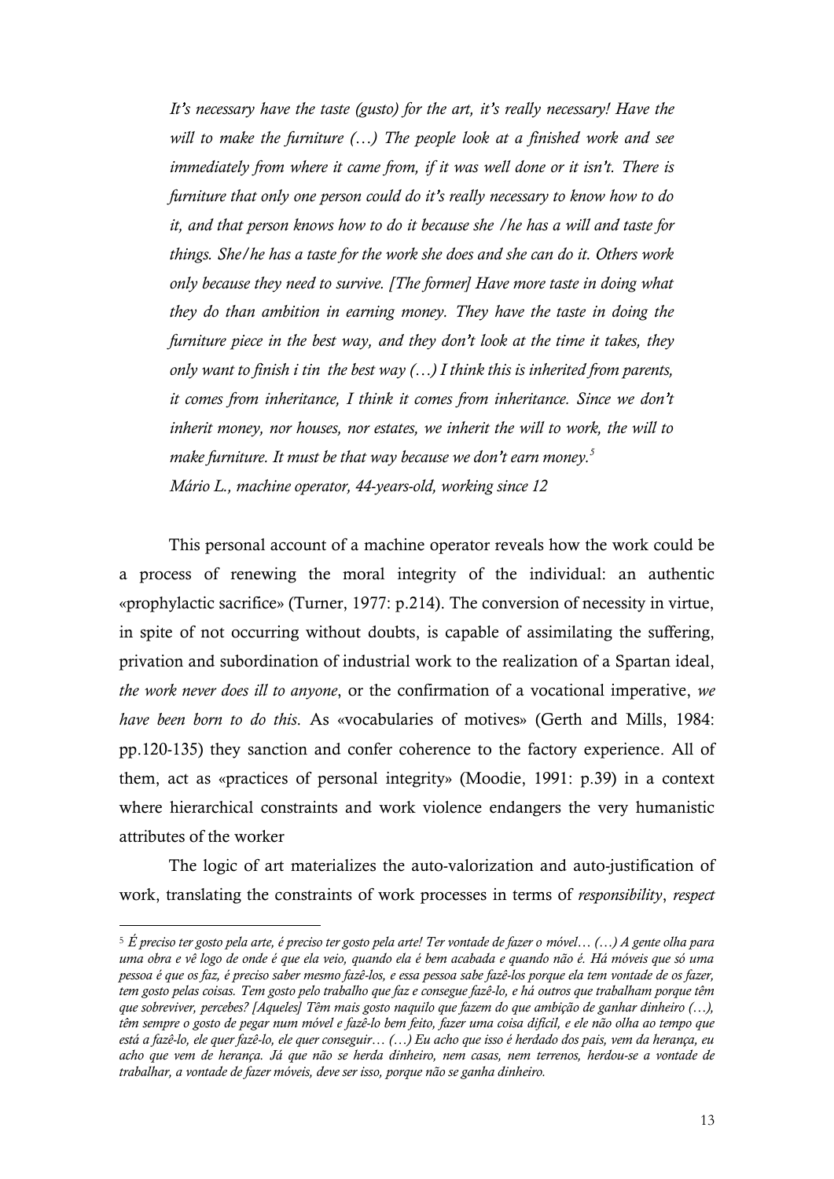> *It's necessary have the taste (gusto) for the art, it's really necessary! Have the will to make the furniture (…) The people look at a finished work and see immediately from where it came from, if it was well done or it isn't. There is furniture that only one person could do it's really necessary to know how to do it, and that person knows how to do it because she /he has a will and taste for things. She/he has a taste for the work she does and she can do it. Others work only because they need to survive. [The former] Have more taste in doing what they do than ambition in earning money. They have the taste in doing the furniture piece in the best way, and they don't look at the time it takes, they only want to finish i tin the best way (…) I think this is inherited from parents, it comes from inheritance, I think it comes from inheritance. Since we don't inherit money, nor houses, nor estates, we inherit the will to work, the will to make furniture. It must be that way because we don't earn money.*[5]
>
> *Mário L., machine operator, 44-years-old, working since 12*

This personal account of a machine operator reveals how the work could be a process of renewing the moral integrity of the individual: an authentic «prophylactic sacrifice» (Turner, 1977: p.214). The conversion of necessity in virtue, in spite of not occurring without doubts, is capable of assimilating the suffering, privation and subordination of industrial work to the realization of a Spartan ideal, *the work never does ill to anyone*, or the confirmation of a vocational imperative, *we have been born to do this*. As «vocabularies of motives» (Gerth and Mills, 1984: pp.120-135) they sanction and confer coherence to the factory experience. All of them, act as «practices of personal integrity» (Moodie, 1991: p.39) in a context where hierarchical constraints and work violence endangers the very humanistic attributes of the worker

The logic of art materializes the auto-valorization and auto-justification of work, translating the constraints of work processes in terms of *responsibility*, *respect*

---

[5] *É preciso ter gosto pela arte, é preciso ter gosto pela arte! Ter vontade de fazer o móvel… (…) A gente olha para uma obra e vê logo de onde é que ela veio, quando ela é bem acabada e quando não é. Há móveis que só uma pessoa é que os faz, é preciso saber mesmo fazê-los, e essa pessoa sabe fazê-los porque ela tem vontade de os fazer, tem gosto pelas coisas. Tem gosto pelo trabalho que faz e consegue fazê-lo, e há outros que trabalham porque têm que sobreviver, percebes? [Aqueles] Têm mais gosto naquilo que fazem do que ambição de ganhar dinheiro (…), têm sempre o gosto de pegar num móvel e fazê-lo bem feito, fazer uma coisa difícil, e ele não olha ao tempo que está a fazê-lo, ele quer fazê-lo, ele quer conseguir… (…) Eu acho que isso é herdado dos pais, vem da herança, eu acho que vem de herança. Já que não se herda dinheiro, nem casas, nem terrenos, herdou-se a vontade de trabalhar, a vontade de fazer móveis, deve ser isso, porque não se ganha dinheiro.*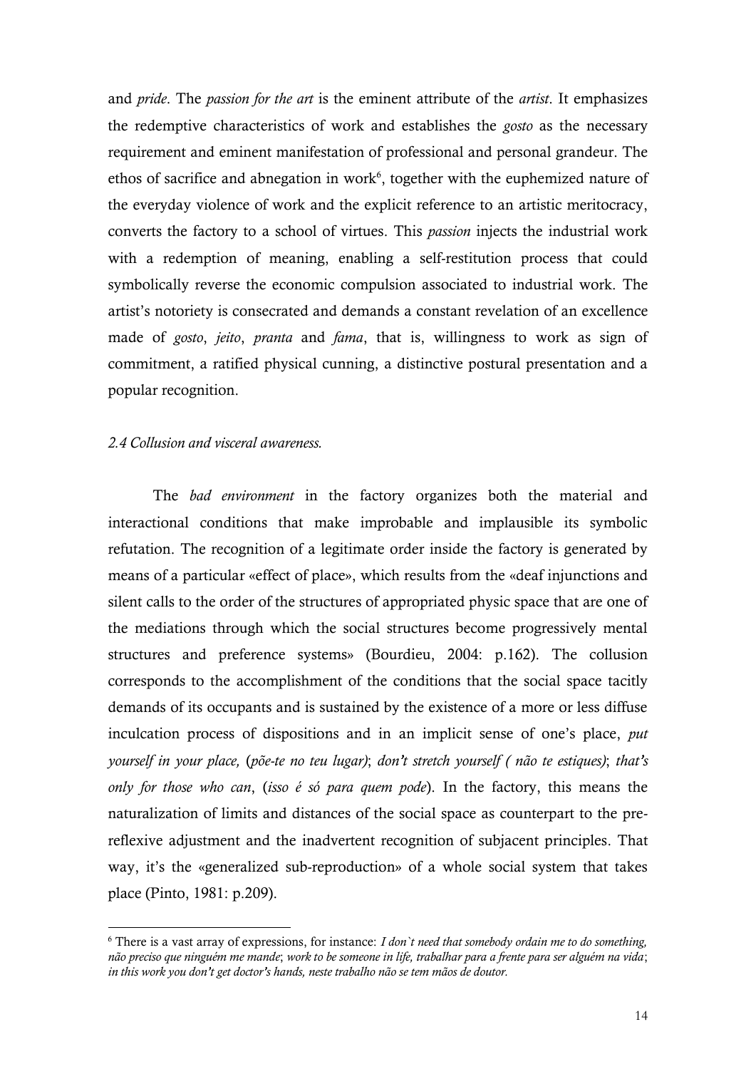and *pride*. The *passion for the art* is the eminent attribute of the *artist*. It emphasizes the redemptive characteristics of work and establishes the *gosto* as the necessary requirement and eminent manifestation of professional and personal grandeur. The ethos of sacrifice and abnegation in work[6], together with the euphemized nature of the everyday violence of work and the explicit reference to an artistic meritocracy, converts the factory to a school of virtues. This *passion* injects the industrial work with a redemption of meaning, enabling a self-restitution process that could symbolically reverse the economic compulsion associated to industrial work. The artist's notoriety is consecrated and demands a constant revelation of an excellence made of *gosto*, *jeito*, *pranta* and *fama*, that is, willingness to work as sign of commitment, a ratified physical cunning, a distinctive postural presentation and a popular recognition.

### *2.4 Collusion and visceral awareness.*

The *bad environment* in the factory organizes both the material and interactional conditions that make improbable and implausible its symbolic refutation. The recognition of a legitimate order inside the factory is generated by means of a particular «effect of place», which results from the «deaf injunctions and silent calls to the order of the structures of appropriated physic space that are one of the mediations through which the social structures become progressively mental structures and preference systems» (Bourdieu, 2004: p.162). The collusion corresponds to the accomplishment of the conditions that the social space tacitly demands of its occupants and is sustained by the existence of a more or less diffuse inculcation process of dispositions and in an implicit sense of one's place, *put yourself in your place,* (*põe-te no teu lugar)*; *don't stretch yourself ( não te estiques)*; *that's only for those who can*, (*isso é só para quem pode*). In the factory, this means the naturalization of limits and distances of the social space as counterpart to the pre-reflexive adjustment and the inadvertent recognition of subjacent principles. That way, it's the «generalized sub-reproduction» of a whole social system that takes place (Pinto, 1981: p.209).

---

[6] There is a vast array of expressions, for instance: *I don`t need that somebody ordain me to do something, não preciso que ninguém me mande*; *work to be someone in life, trabalhar para a frente para ser alguém na vida*; *in this work you don't get doctor's hands, neste trabalho não se tem mãos de doutor.*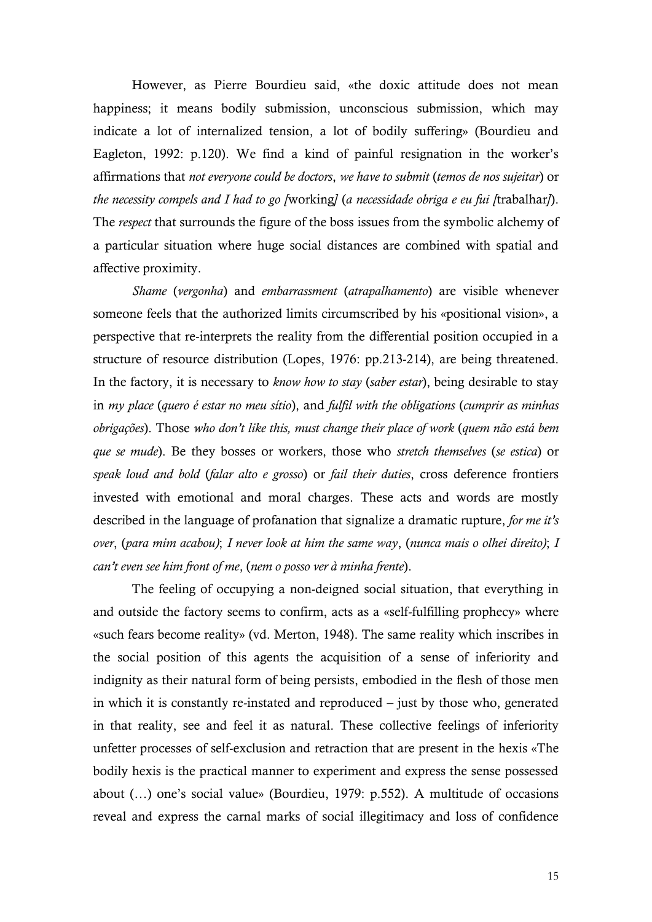However, as Pierre Bourdieu said, «the doxic attitude does not mean happiness; it means bodily submission, unconscious submission, which may indicate a lot of internalized tension, a lot of bodily suffering» (Bourdieu and Eagleton, 1992: p.120). We find a kind of painful resignation in the worker's affirmations that *not everyone could be doctors*, *we have to submit* (*temos de nos sujeitar*) or *the necessity compels and I had to go [*working*]* (*a necessidade obriga e eu fui [*trabalhar*]*). The *respect* that surrounds the figure of the boss issues from the symbolic alchemy of a particular situation where huge social distances are combined with spatial and affective proximity.

*Shame* (*vergonha*) and *embarrassment* (*atrapalhamento*) are visible whenever someone feels that the authorized limits circumscribed by his «positional vision», a perspective that re-interprets the reality from the differential position occupied in a structure of resource distribution (Lopes, 1976: pp.213-214), are being threatened. In the factory, it is necessary to *know how to stay* (*saber estar*), being desirable to stay in *my place* (*quero é estar no meu sítio*), and *fulfil with the obligations* (*cumprir as minhas obrigações*). Those *who don't like this, must change their place of work* (*quem não está bem que se mude*). Be they bosses or workers, those who *stretch themselves* (*se estica*) or *speak loud and bold* (*falar alto e grosso*) or *fail their duties*, cross deference frontiers invested with emotional and moral charges. These acts and words are mostly described in the language of profanation that signalize a dramatic rupture, *for me it's over*, (*para mim acabou)*; *I never look at him the same way*, (*nunca mais o olhei direito)*; *I can't even see him front of me*, (*nem o posso ver à minha frente*).

The feeling of occupying a non-deigned social situation, that everything in and outside the factory seems to confirm, acts as a «self-fulfilling prophecy» where «such fears become reality» (vd. Merton, 1948). The same reality which inscribes in the social position of this agents the acquisition of a sense of inferiority and indignity as their natural form of being persists, embodied in the flesh of those men in which it is constantly re-instated and reproduced – just by those who, generated in that reality, see and feel it as natural. These collective feelings of inferiority unfetter processes of self-exclusion and retraction that are present in the hexis «The bodily hexis is the practical manner to experiment and express the sense possessed about (…) one's social value» (Bourdieu, 1979: p.552). A multitude of occasions reveal and express the carnal marks of social illegitimacy and loss of confidence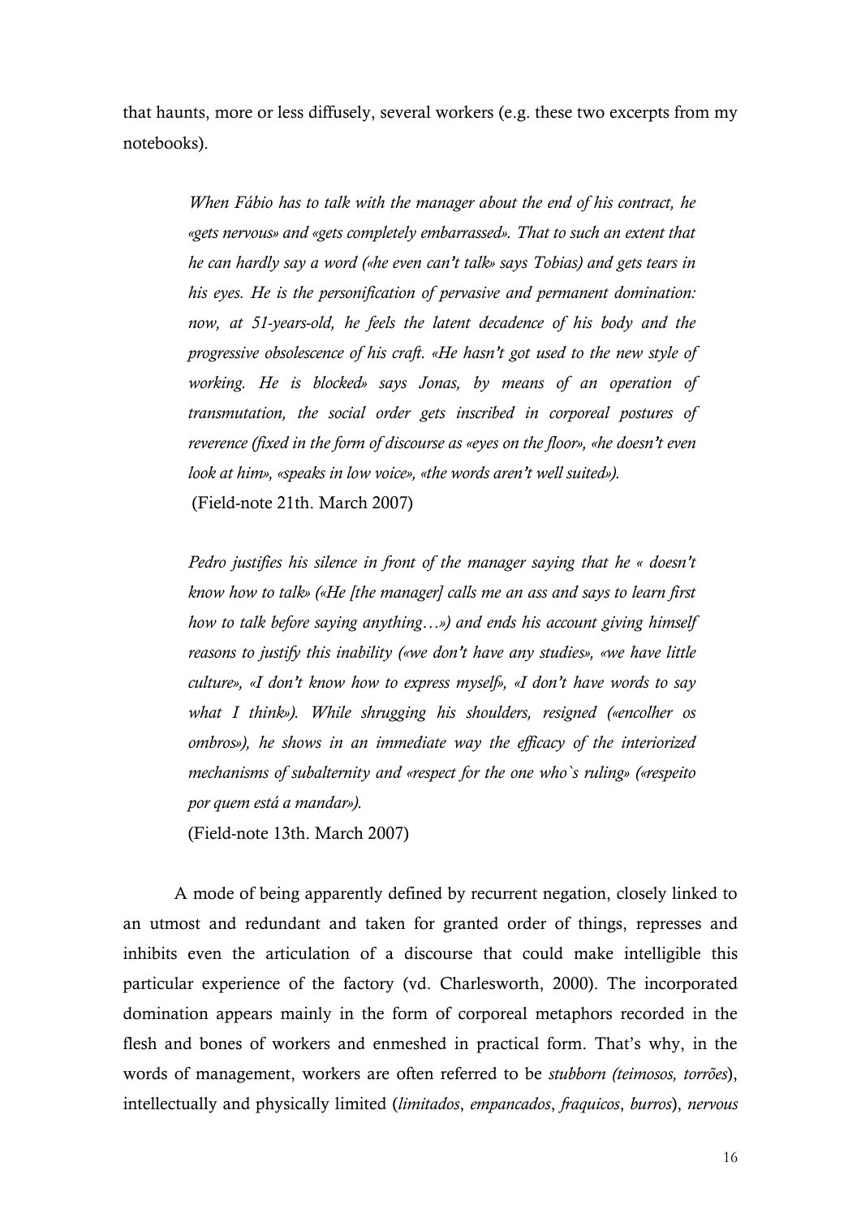that haunts, more or less diffusely, several workers (e.g. these two excerpts from my notebooks).

> *When Fábio has to talk with the manager about the end of his contract, he «gets nervous» and «gets completely embarrassed». That to such an extent that he can hardly say a word («he even can't talk» says Tobias) and gets tears in his eyes. He is the personification of pervasive and permanent domination: now, at 51-years-old, he feels the latent decadence of his body and the progressive obsolescence of his craft. «He hasn't got used to the new style of working. He is blocked» says Jonas, by means of an operation of transmutation, the social order gets inscribed in corporeal postures of reverence (fixed in the form of discourse as «eyes on the floor», «he doesn't even look at him», «speaks in low voice», «the words aren't well suited»).*
>
> (Field-note 21th. March 2007)

> *Pedro justifies his silence in front of the manager saying that he « doesn't know how to talk» («He [the manager] calls me an ass and says to learn first how to talk before saying anything…») and ends his account giving himself reasons to justify this inability («we don't have any studies», «we have little culture», «I don't know how to express myself», «I don't have words to say what I think»). While shrugging his shoulders, resigned («encolher os ombros»), he shows in an immediate way the efficacy of the interiorized mechanisms of subalternity and «respect for the one who`s ruling» («respeito por quem está a mandar»).*
>
> (Field-note 13th. March 2007)

A mode of being apparently defined by recurrent negation, closely linked to an utmost and redundant and taken for granted order of things, represses and inhibits even the articulation of a discourse that could make intelligible this particular experience of the factory (vd. Charlesworth, 2000). The incorporated domination appears mainly in the form of corporeal metaphors recorded in the flesh and bones of workers and enmeshed in practical form. That's why, in the words of management, workers are often referred to be *stubborn (teimosos, torrões*), intellectually and physically limited (*limitados*, *empancados*, *fraquicos*, *burros*), *nervous*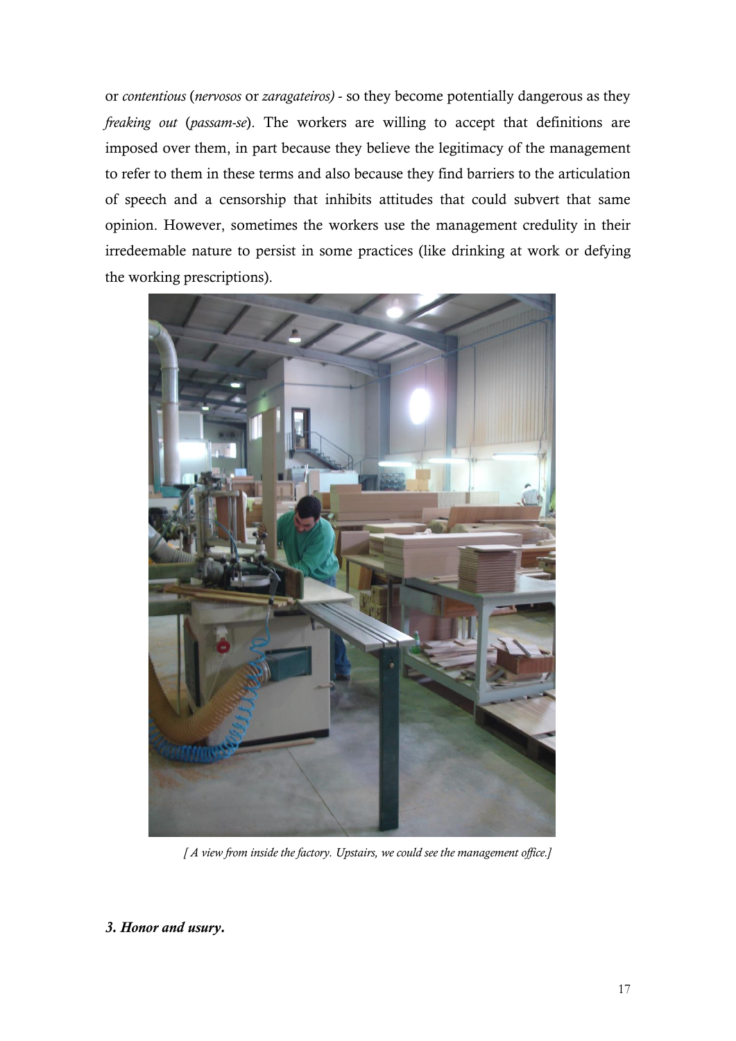or *contentious* (*nervosos* or *zaragateiros)* - so they become potentially dangerous as they *freaking out* (*passam-se*). The workers are willing to accept that definitions are imposed over them, in part because they believe the legitimacy of the management to refer to them in these terms and also because they find barriers to the articulation of speech and a censorship that inhibits attitudes that could subvert that same opinion. However, sometimes the workers use the management credulity in their irredeemable nature to persist in some practices (like drinking at work or defying the working prescriptions).

*[ A view from inside the factory. Upstairs, we could see the management office.]*

### ***3. Honor and usury.***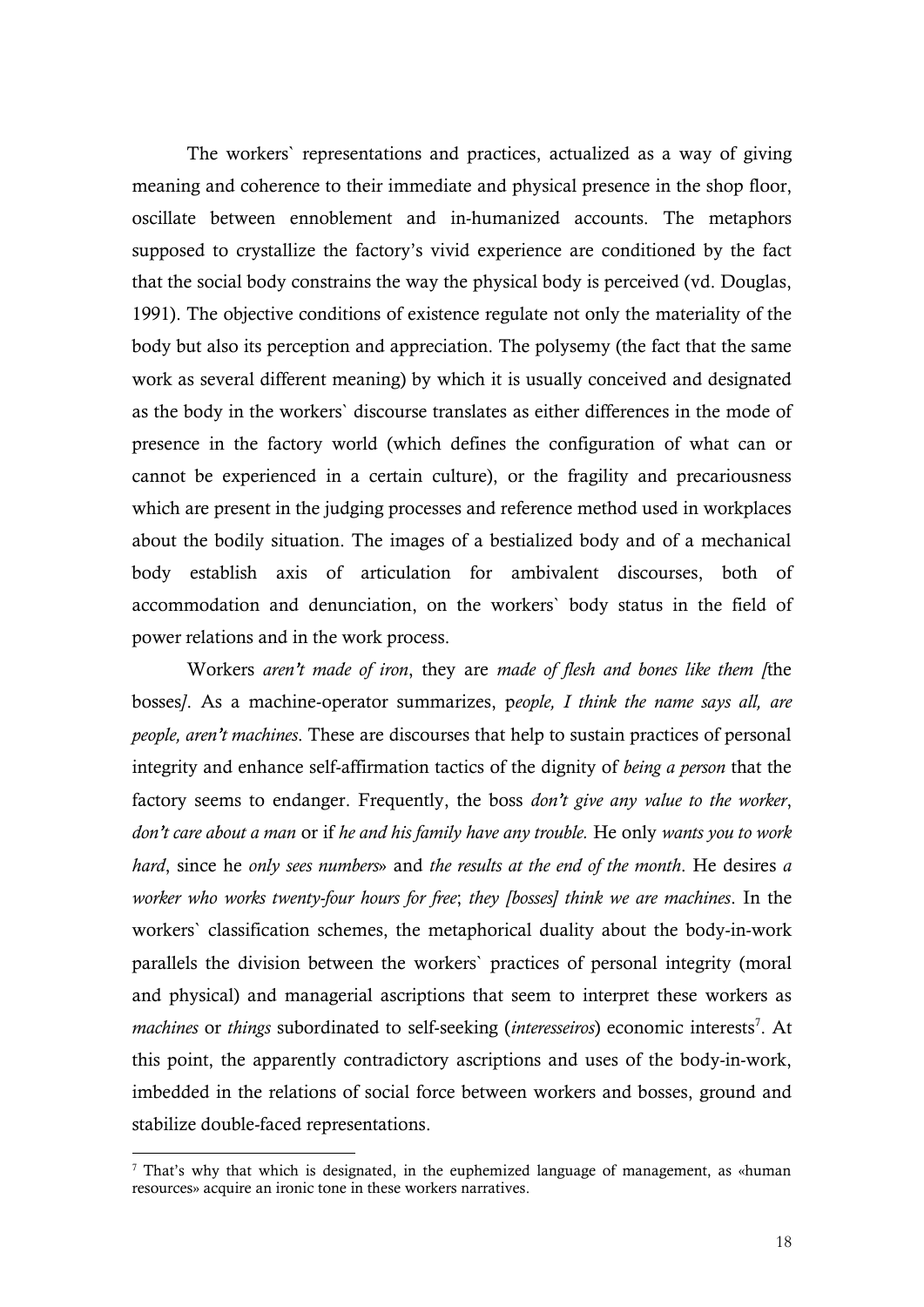The workers` representations and practices, actualized as a way of giving meaning and coherence to their immediate and physical presence in the shop floor, oscillate between ennoblement and in-humanized accounts. The metaphors supposed to crystallize the factory's vivid experience are conditioned by the fact that the social body constrains the way the physical body is perceived (vd. Douglas, 1991). The objective conditions of existence regulate not only the materiality of the body but also its perception and appreciation. The polysemy (the fact that the same work as several different meaning) by which it is usually conceived and designated as the body in the workers` discourse translates as either differences in the mode of presence in the factory world (which defines the configuration of what can or cannot be experienced in a certain culture), or the fragility and precariousness which are present in the judging processes and reference method used in workplaces about the bodily situation. The images of a bestialized body and of a mechanical body establish axis of articulation for ambivalent discourses, both of accommodation and denunciation, on the workers` body status in the field of power relations and in the work process.

Workers *aren't made of iron*, they are *made of flesh and bones like them [*the bosses*]*. As a machine-operator summarizes, p*eople, I think the name says all, are people, aren't machines*. These are discourses that help to sustain practices of personal integrity and enhance self-affirmation tactics of the dignity of *being a person* that the factory seems to endanger. Frequently, the boss *don't give any value to the worker*, *don't care about a man* or if *he and his family have any trouble.* He only *wants you to work hard*, since he *only sees numbers*» and *the results at the end of the month*. He desires *a worker who works twenty-four hours for free*; *they [bosses] think we are machines*. In the workers` classification schemes, the metaphorical duality about the body-in-work parallels the division between the workers` practices of personal integrity (moral and physical) and managerial ascriptions that seem to interpret these workers as *machines* or *things* subordinated to self-seeking (*interesseiros*) economic interests[7]. At this point, the apparently contradictory ascriptions and uses of the body-in-work, imbedded in the relations of social force between workers and bosses, ground and stabilize double-faced representations.

---

[7] That's why that which is designated, in the euphemized language of management, as «human resources» acquire an ironic tone in these workers narratives.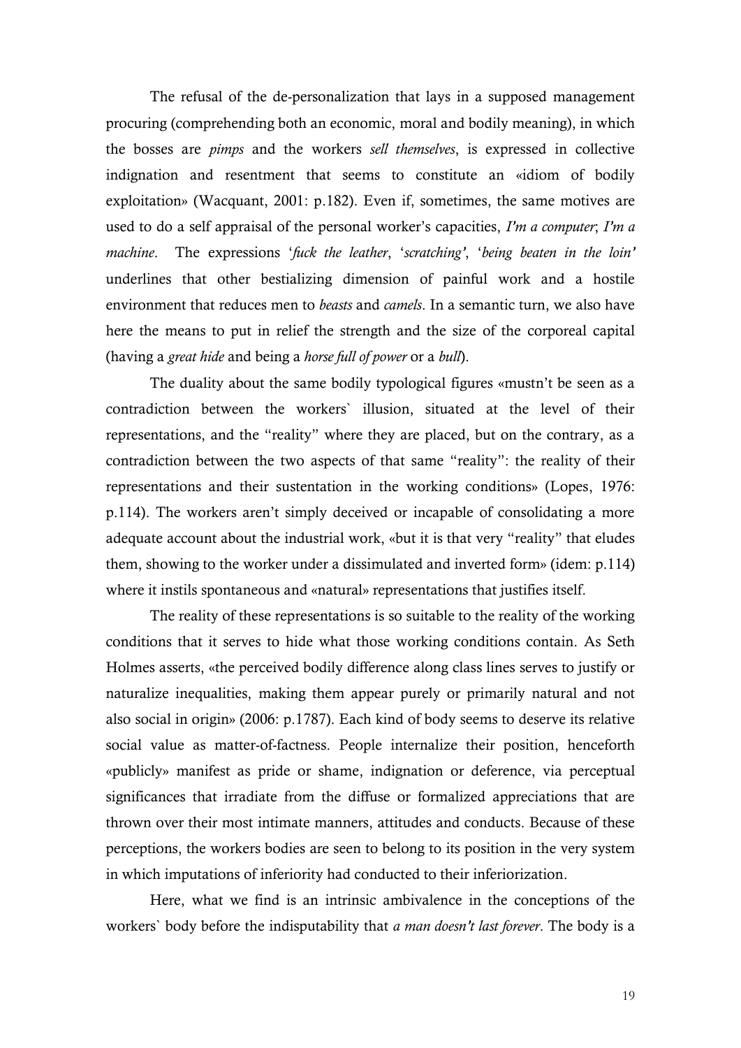The refusal of the de-personalization that lays in a supposed management procuring (comprehending both an economic, moral and bodily meaning), in which the bosses are *pimps* and the workers *sell themselves*, is expressed in collective indignation and resentment that seems to constitute an «idiom of bodily exploitation» (Wacquant, 2001: p.182). Even if, sometimes, the same motives are used to do a self appraisal of the personal worker's capacities, *I'm a computer*; *I'm a machine*. The expressions '*fuck the leather*, '*scratching'*, '*being beaten in the loin'* underlines that other bestializing dimension of painful work and a hostile environment that reduces men to *beasts* and *camels*. In a semantic turn, we also have here the means to put in relief the strength and the size of the corporeal capital (having a *great hide* and being a *horse full of power* or a *bull*).

The duality about the same bodily typological figures «mustn't be seen as a contradiction between the workers` illusion, situated at the level of their representations, and the "reality" where they are placed, but on the contrary, as a contradiction between the two aspects of that same "reality": the reality of their representations and their sustentation in the working conditions» (Lopes, 1976: p.114). The workers aren't simply deceived or incapable of consolidating a more adequate account about the industrial work, «but it is that very "reality" that eludes them, showing to the worker under a dissimulated and inverted form» (idem: p.114) where it instils spontaneous and «natural» representations that justifies itself.

The reality of these representations is so suitable to the reality of the working conditions that it serves to hide what those working conditions contain. As Seth Holmes asserts, «the perceived bodily difference along class lines serves to justify or naturalize inequalities, making them appear purely or primarily natural and not also social in origin» (2006: p.1787). Each kind of body seems to deserve its relative social value as matter-of-factness. People internalize their position, henceforth «publicly» manifest as pride or shame, indignation or deference, via perceptual significances that irradiate from the diffuse or formalized appreciations that are thrown over their most intimate manners, attitudes and conducts. Because of these perceptions, the workers bodies are seen to belong to its position in the very system in which imputations of inferiority had conducted to their inferiorization.

Here, what we find is an intrinsic ambivalence in the conceptions of the workers` body before the indisputability that *a man doesn't last forever*. The body is a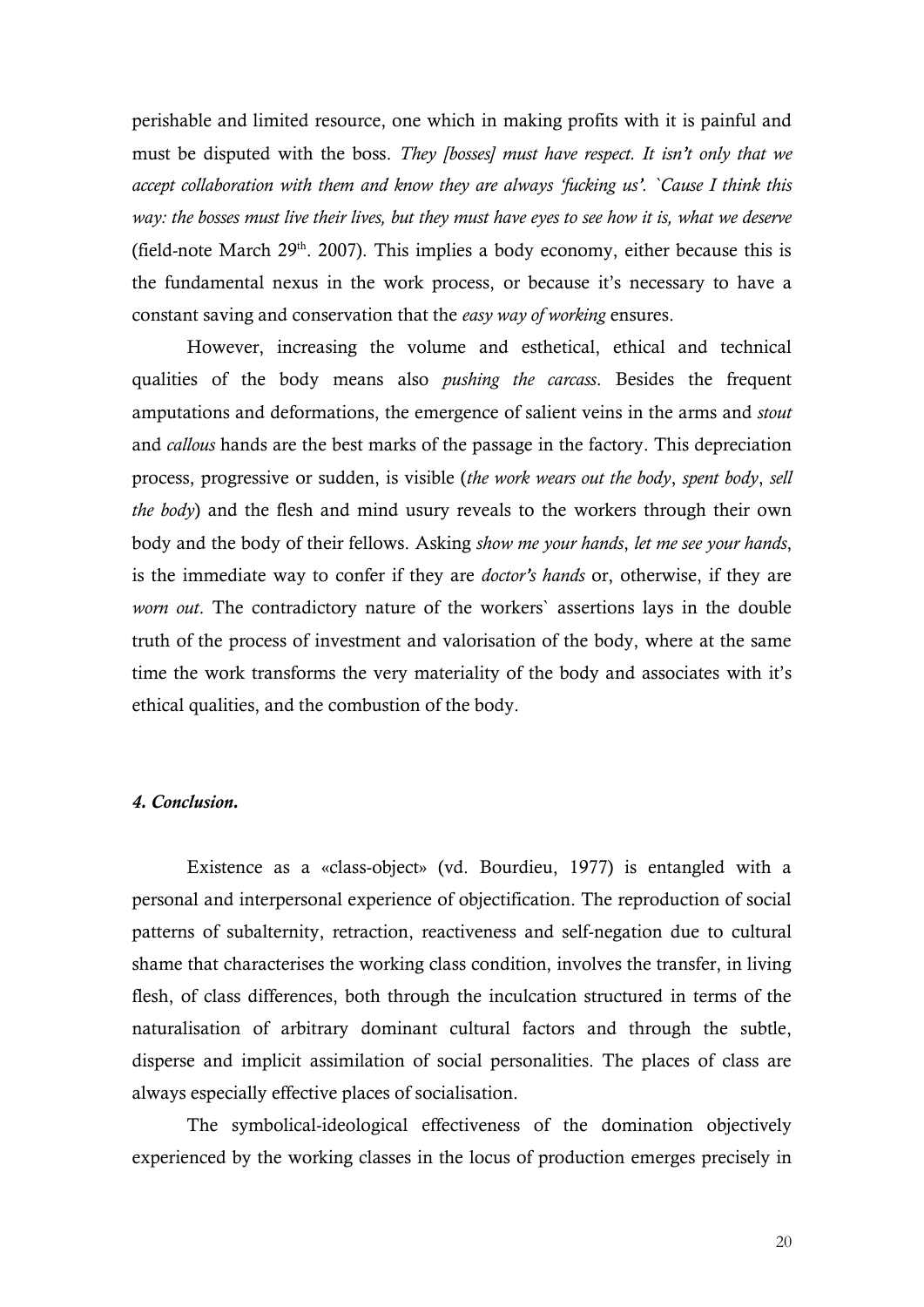perishable and limited resource, one which in making profits with it is painful and must be disputed with the boss. *They [bosses] must have respect. It isn't only that we accept collaboration with them and know they are always 'fucking us'. `Cause I think this way: the bosses must live their lives, but they must have eyes to see how it is, what we deserve* (field-note March 29th. 2007). This implies a body economy, either because this is the fundamental nexus in the work process, or because it's necessary to have a constant saving and conservation that the *easy way of working* ensures.

However, increasing the volume and esthetical, ethical and technical qualities of the body means also *pushing the carcass*. Besides the frequent amputations and deformations, the emergence of salient veins in the arms and *stout* and *callous* hands are the best marks of the passage in the factory. This depreciation process, progressive or sudden, is visible (*the work wears out the body*, *spent body*, *sell the body*) and the flesh and mind usury reveals to the workers through their own body and the body of their fellows. Asking *show me your hands*, *let me see your hands*, is the immediate way to confer if they are *doctor's hands* or, otherwise, if they are *worn out*. The contradictory nature of the workers` assertions lays in the double truth of the process of investment and valorisation of the body, where at the same time the work transforms the very materiality of the body and associates with it's ethical qualities, and the combustion of the body.

#### *4. Conclusion.*

Existence as a «class-object» (vd. Bourdieu, 1977) is entangled with a personal and interpersonal experience of objectification. The reproduction of social patterns of subalternity, retraction, reactiveness and self-negation due to cultural shame that characterises the working class condition, involves the transfer, in living flesh, of class differences, both through the inculcation structured in terms of the naturalisation of arbitrary dominant cultural factors and through the subtle, disperse and implicit assimilation of social personalities. The places of class are always especially effective places of socialisation.

The symbolical-ideological effectiveness of the domination objectively experienced by the working classes in the locus of production emerges precisely in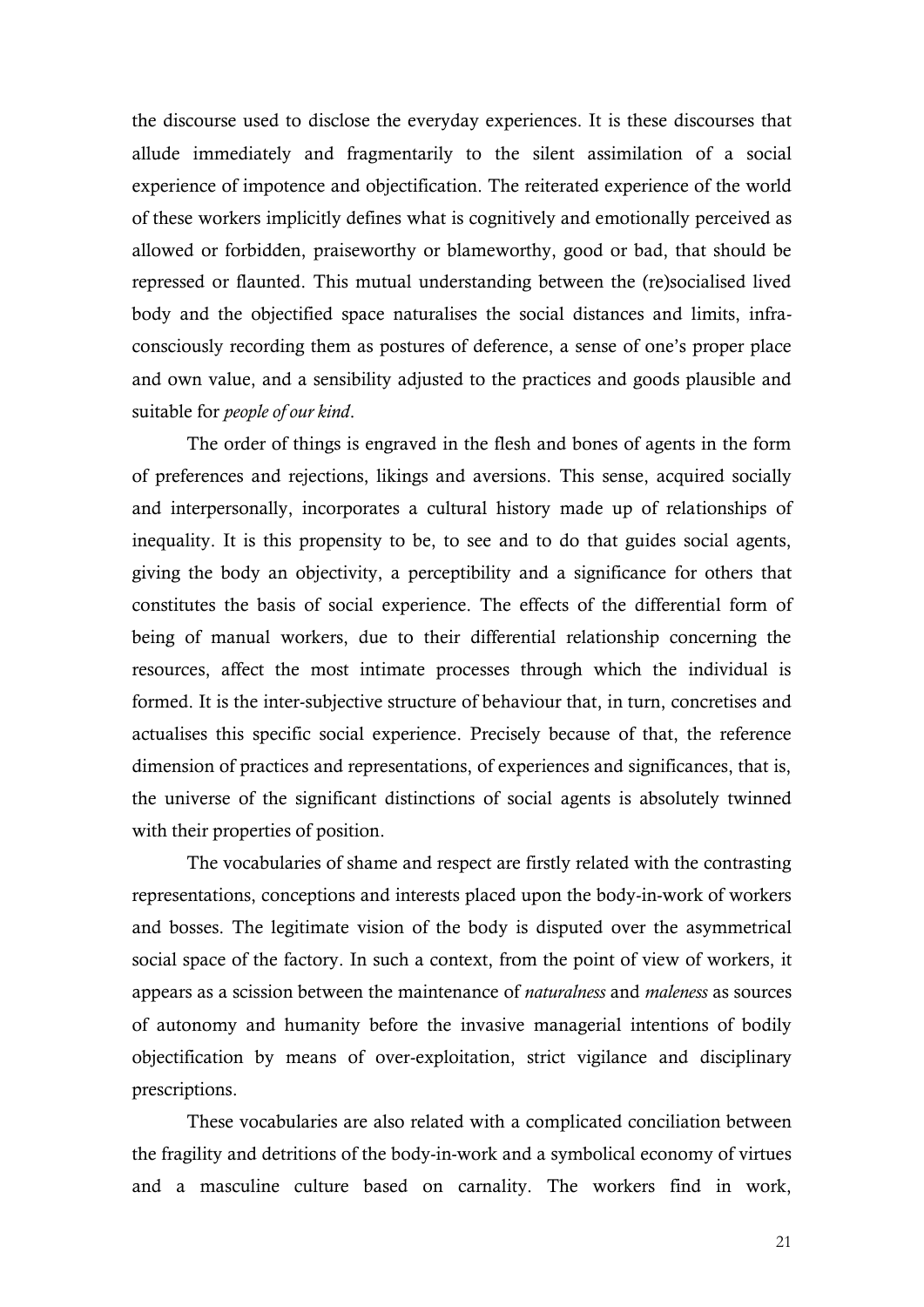the discourse used to disclose the everyday experiences. It is these discourses that allude immediately and fragmentarily to the silent assimilation of a social experience of impotence and objectification. The reiterated experience of the world of these workers implicitly defines what is cognitively and emotionally perceived as allowed or forbidden, praiseworthy or blameworthy, good or bad, that should be repressed or flaunted. This mutual understanding between the (re)socialised lived body and the objectified space naturalises the social distances and limits, infra-consciously recording them as postures of deference, a sense of one's proper place and own value, and a sensibility adjusted to the practices and goods plausible and suitable for *people of our kind*.

The order of things is engraved in the flesh and bones of agents in the form of preferences and rejections, likings and aversions. This sense, acquired socially and interpersonally, incorporates a cultural history made up of relationships of inequality. It is this propensity to be, to see and to do that guides social agents, giving the body an objectivity, a perceptibility and a significance for others that constitutes the basis of social experience. The effects of the differential form of being of manual workers, due to their differential relationship concerning the resources, affect the most intimate processes through which the individual is formed. It is the inter-subjective structure of behaviour that, in turn, concretises and actualises this specific social experience. Precisely because of that, the reference dimension of practices and representations, of experiences and significances, that is, the universe of the significant distinctions of social agents is absolutely twinned with their properties of position.

The vocabularies of shame and respect are firstly related with the contrasting representations, conceptions and interests placed upon the body-in-work of workers and bosses. The legitimate vision of the body is disputed over the asymmetrical social space of the factory. In such a context, from the point of view of workers, it appears as a scission between the maintenance of *naturalness* and *maleness* as sources of autonomy and humanity before the invasive managerial intentions of bodily objectification by means of over-exploitation, strict vigilance and disciplinary prescriptions.

These vocabularies are also related with a complicated conciliation between the fragility and detritions of the body-in-work and a symbolical economy of virtues and a masculine culture based on carnality. The workers find in work,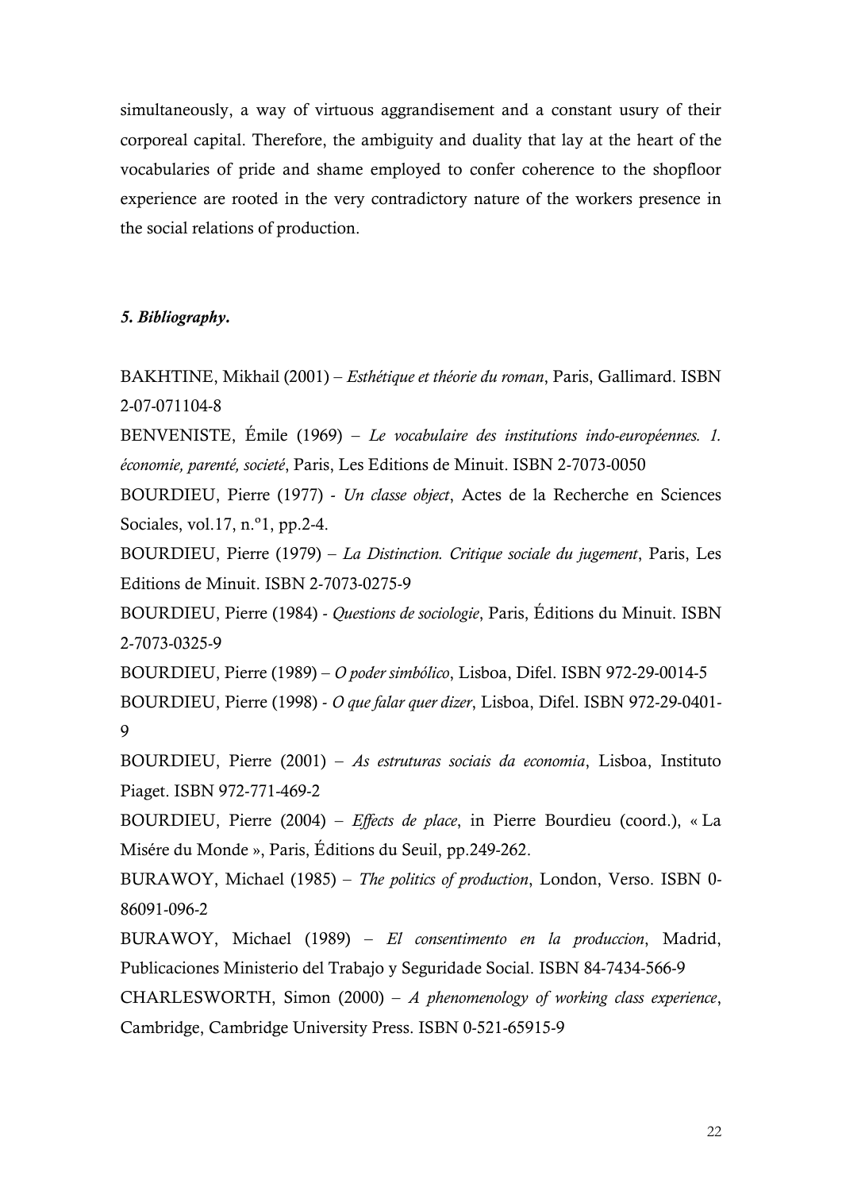simultaneously, a way of virtuous aggrandisement and a constant usury of their corporeal capital. Therefore, the ambiguity and duality that lay at the heart of the vocabularies of pride and shame employed to confer coherence to the shopfloor experience are rooted in the very contradictory nature of the workers presence in the social relations of production.

## *5. Bibliography.*

BAKHTINE, Mikhail (2001) – *Esthétique et théorie du roman*, Paris, Gallimard. ISBN 2-07-071104-8

BENVENISTE, Émile (1969) – *Le vocabulaire des institutions indo-européennes. 1. économie, parenté, societé*, Paris, Les Editions de Minuit. ISBN 2-7073-0050

BOURDIEU, Pierre (1977) - *Un classe object*, Actes de la Recherche en Sciences Sociales, vol.17, n.º1, pp.2-4.

BOURDIEU, Pierre (1979) – *La Distinction. Critique sociale du jugement*, Paris, Les Editions de Minuit. ISBN 2-7073-0275-9

BOURDIEU, Pierre (1984) - *Questions de sociologie*, Paris, Éditions du Minuit. ISBN 2-7073-0325-9

BOURDIEU, Pierre (1989) – *O poder simbólico*, Lisboa, Difel. ISBN 972-29-0014-5

BOURDIEU, Pierre (1998) - *O que falar quer dizer*, Lisboa, Difel. ISBN 972-29-0401-9

BOURDIEU, Pierre (2001) – *As estruturas sociais da economia*, Lisboa, Instituto Piaget. ISBN 972-771-469-2

BOURDIEU, Pierre (2004) – *Effects de place*, in Pierre Bourdieu (coord.), « La Misére du Monde », Paris, Éditions du Seuil, pp.249-262.

BURAWOY, Michael (1985) – *The politics of production*, London, Verso. ISBN 0-86091-096-2

BURAWOY, Michael (1989) – *El consentimento en la produccion*, Madrid, Publicaciones Ministerio del Trabajo y Seguridade Social. ISBN 84-7434-566-9

CHARLESWORTH, Simon (2000) – *A phenomenology of working class experience*, Cambridge, Cambridge University Press. ISBN 0-521-65915-9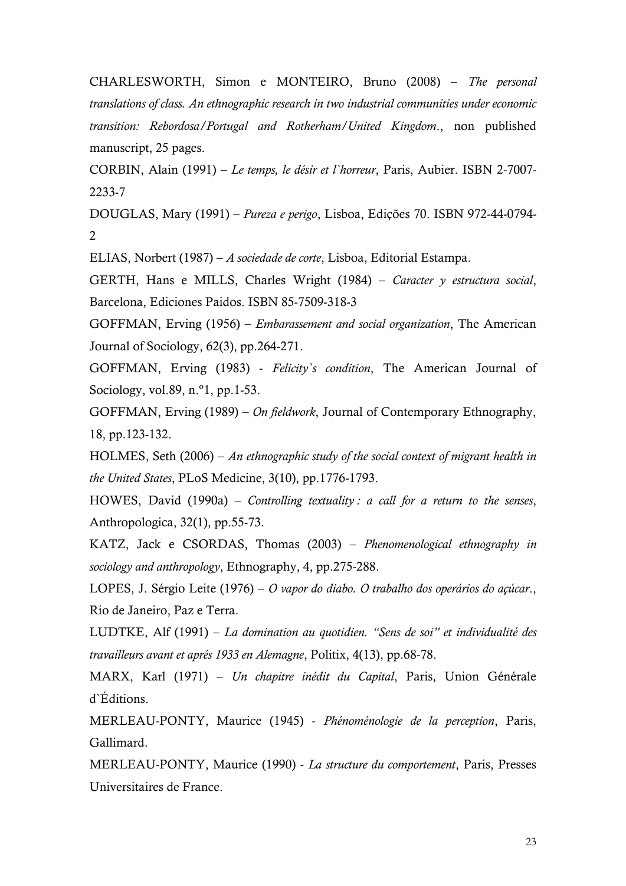CHARLESWORTH, Simon e MONTEIRO, Bruno (2008) – *The personal translations of class. An ethnographic research in two industrial communities under economic transition: Rebordosa/Portugal and Rotherham/United Kingdom.*, non published manuscript, 25 pages.

CORBIN, Alain (1991) – *Le temps, le désir et l`horreur*, Paris, Aubier. ISBN 2-7007-2233-7

DOUGLAS, Mary (1991) – *Pureza e perigo*, Lisboa, Edições 70. ISBN 972-44-0794-2

ELIAS, Norbert (1987) – *A sociedade de corte*, Lisboa, Editorial Estampa.

GERTH, Hans e MILLS, Charles Wright (1984) – *Caracter y estructura social*, Barcelona, Ediciones Paidos. ISBN 85-7509-318-3

GOFFMAN, Erving (1956) – *Embarassement and social organization*, The American Journal of Sociology, 62(3), pp.264-271.

GOFFMAN, Erving (1983) - *Felicity`s condition*, The American Journal of Sociology, vol.89, n.º1, pp.1-53.

GOFFMAN, Erving (1989) – *On fieldwork*, Journal of Contemporary Ethnography, 18, pp.123-132.

HOLMES, Seth (2006) – *An ethnographic study of the social context of migrant health in the United States*, PLoS Medicine, 3(10), pp.1776-1793.

HOWES, David (1990a) – *Controlling textuality : a call for a return to the senses*, Anthropologica, 32(1), pp.55-73.

KATZ, Jack e CSORDAS, Thomas (2003) – *Phenomenological ethnography in sociology and anthropology*, Ethnography, 4, pp.275-288.

LOPES, J. Sérgio Leite (1976) – *O vapor do diabo. O trabalho dos operários do açúcar.*, Rio de Janeiro, Paz e Terra.

LUDTKE, Alf (1991) – *La domination au quotidien. "Sens de soi" et individualité des travailleurs avant et aprés 1933 en Alemagne*, Politix, 4(13), pp.68-78.

MARX, Karl (1971) – *Un chapitre inédit du Capital*, Paris, Union Générale d`Éditions.

MERLEAU-PONTY, Maurice (1945) - *Phénoménologie de la perception*, Paris, Gallimard.

MERLEAU-PONTY, Maurice (1990) - *La structure du comportement*, Paris, Presses Universitaires de France.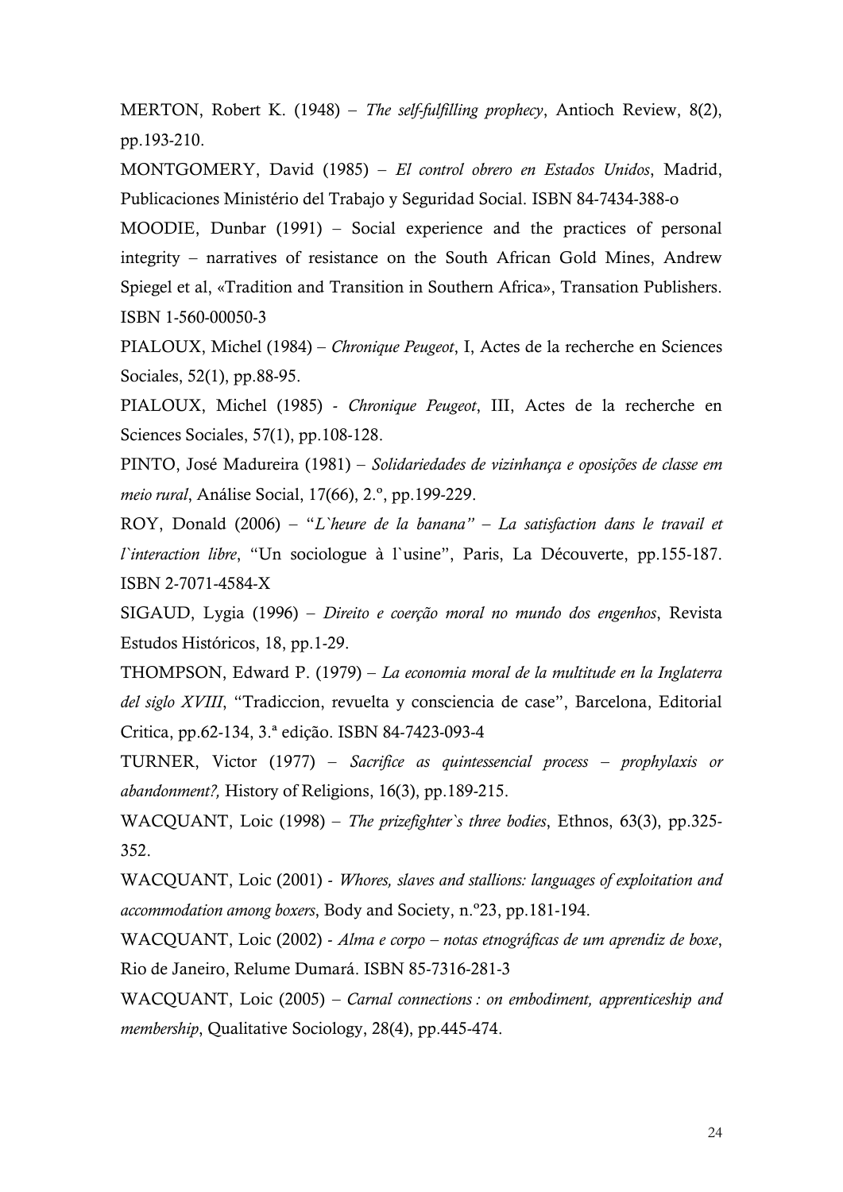MERTON, Robert K. (1948) – *The self-fulfilling prophecy*, Antioch Review, 8(2), pp.193-210.

MONTGOMERY, David (1985) – *El control obrero en Estados Unidos*, Madrid, Publicaciones Ministério del Trabajo y Seguridad Social. ISBN 84-7434-388-o

MOODIE, Dunbar (1991) – Social experience and the practices of personal integrity – narratives of resistance on the South African Gold Mines, Andrew Spiegel et al, «Tradition and Transition in Southern Africa», Transation Publishers. ISBN 1-560-00050-3

PIALOUX, Michel (1984) – *Chronique Peugeot*, I, Actes de la recherche en Sciences Sociales, 52(1), pp.88-95.

PIALOUX, Michel (1985) - *Chronique Peugeot*, III, Actes de la recherche en Sciences Sociales, 57(1), pp.108-128.

PINTO, José Madureira (1981) – *Solidariedades de vizinhança e oposições de classe em meio rural*, Análise Social, 17(66), 2.º, pp.199-229.

ROY, Donald (2006) – "*L`heure de la banana" – La satisfaction dans le travail et l`interaction libre*, "Un sociologue à l`usine", Paris, La Découverte, pp.155-187. ISBN 2-7071-4584-X

SIGAUD, Lygia (1996) – *Direito e coerção moral no mundo dos engenhos*, Revista Estudos Históricos, 18, pp.1-29.

THOMPSON, Edward P. (1979) – *La economia moral de la multitude en la Inglaterra del siglo XVIII*, "Tradiccion, revuelta y consciencia de case", Barcelona, Editorial Critica, pp.62-134, 3.ª edição. ISBN 84-7423-093-4

TURNER, Victor (1977) – *Sacrifice as quintessencial process – prophylaxis or abandonment?,* History of Religions, 16(3), pp.189-215.

WACQUANT, Loic (1998) – *The prizefighter`s three bodies*, Ethnos, 63(3), pp.325-352.

WACQUANT, Loic (2001) - *Whores, slaves and stallions: languages of exploitation and accommodation among boxers*, Body and Society, n.º23, pp.181-194.

WACQUANT, Loic (2002) - *Alma e corpo – notas etnográficas de um aprendiz de boxe*, Rio de Janeiro, Relume Dumará. ISBN 85-7316-281-3

WACQUANT, Loic (2005) – *Carnal connections : on embodiment, apprenticeship and membership*, Qualitative Sociology, 28(4), pp.445-474.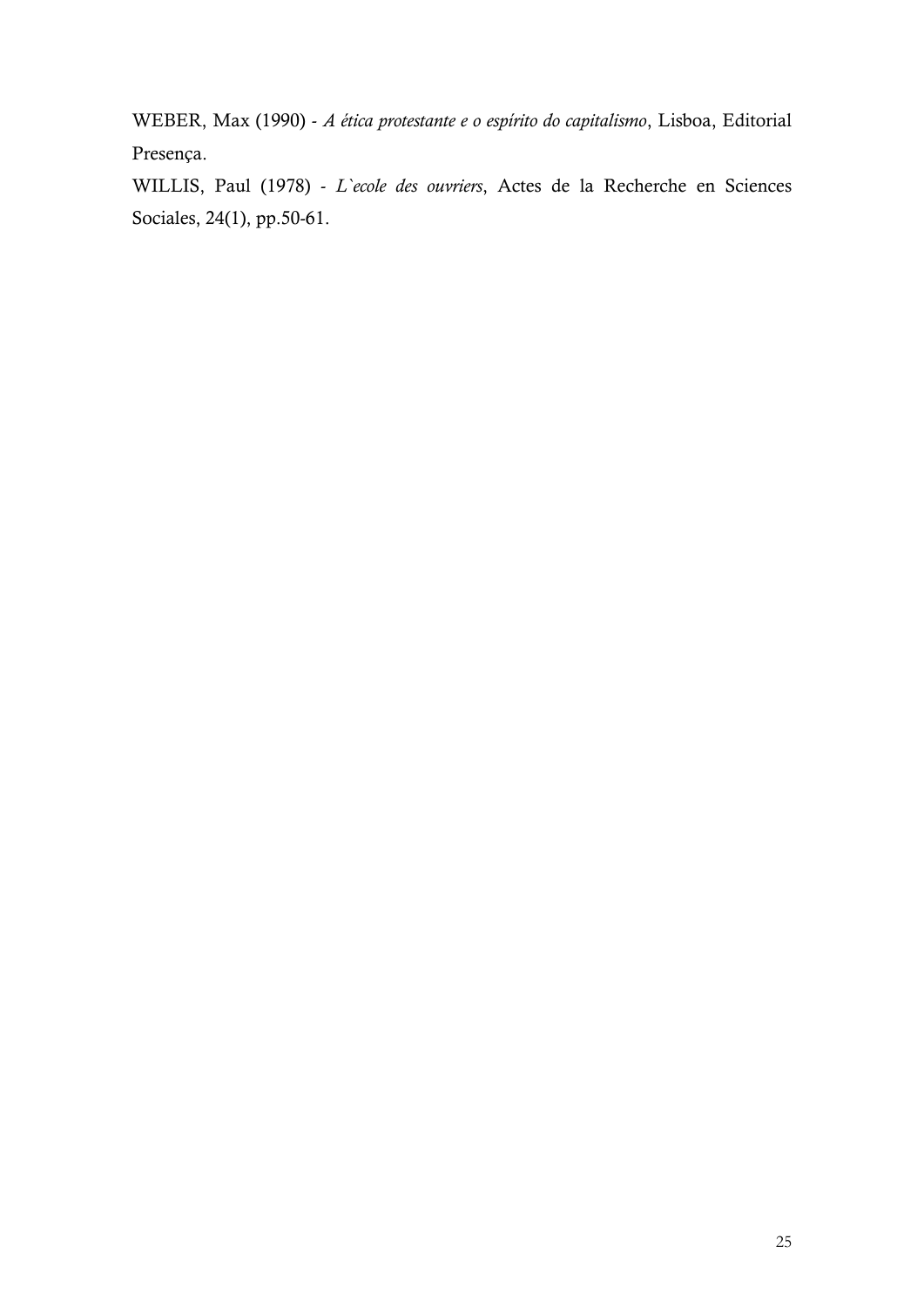WEBER, Max (1990) - *A ética protestante e o espírito do capitalismo*, Lisboa, Editorial Presença.

WILLIS, Paul (1978) - *L`ecole des ouvriers*, Actes de la Recherche en Sciences Sociales, 24(1), pp.50-61.